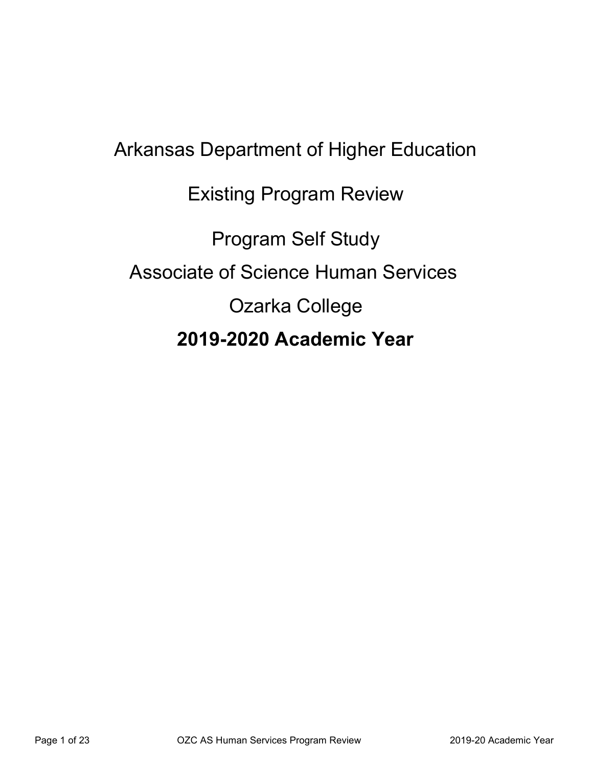# Arkansas Department of Higher Education

# Existing Program Review

# Program Self Study

# Associate of Science Human Services

# Ozarka College

# **2019-2020 Academic Year**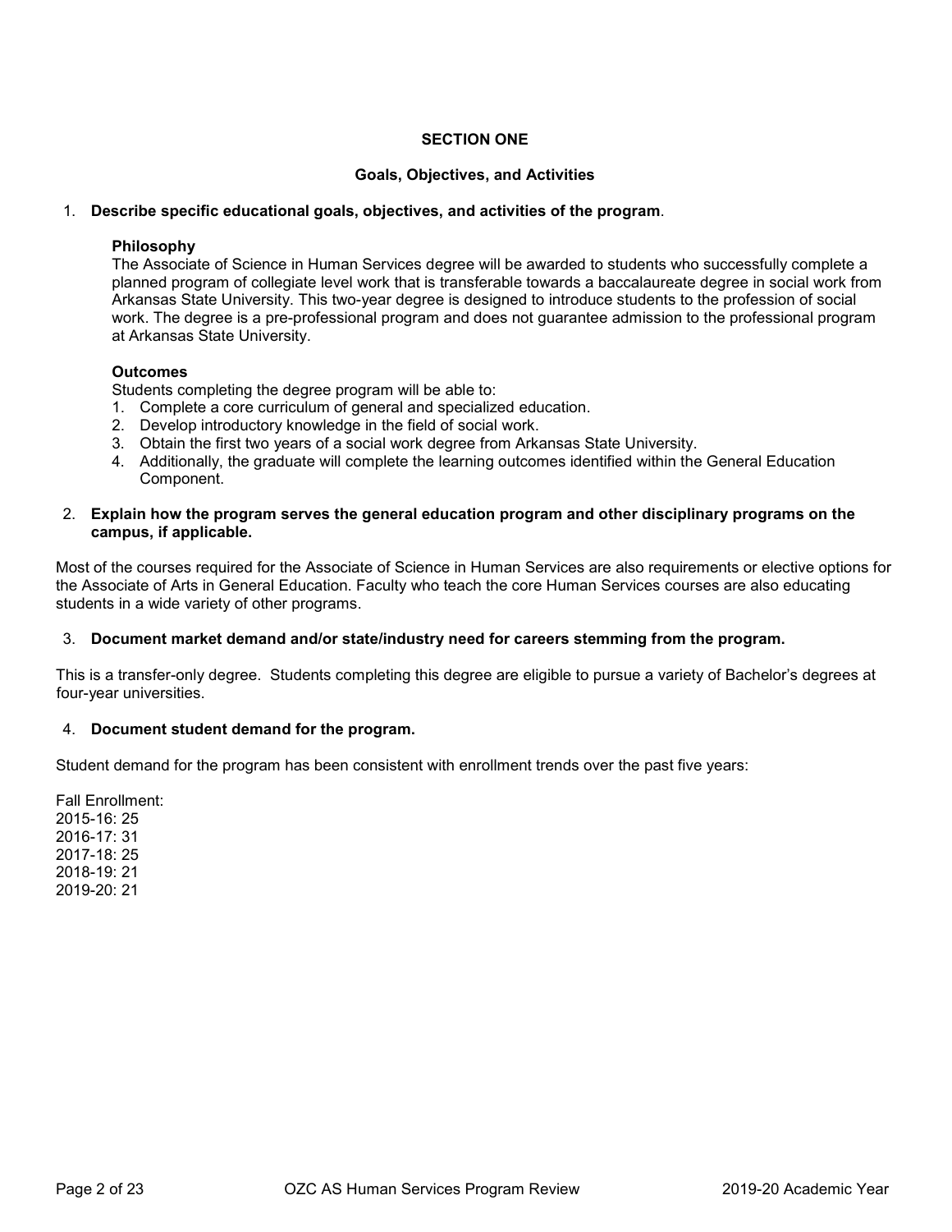## SECTION ONE

### Goals, Objectives, and Activities

1. **Describe specific educational goals, objectives, and activities of the program**.

   **Philosophy**

   The Associate of Science in Human Services degree will be awarded to students who successfully complete a planned program of collegiate level work that is transferable towards a baccalaureate degree in social work from Arkansas State University. This two-year degree is designed to introduce students to the profession of social work. The degree is a pre-professional program and does not guarantee admission to the professional program at Arkansas State University.

   **Outcomes**

   Students completing the degree program will be able to:

   1. Complete a core curriculum of general and specialized education.
   2. Develop introductory knowledge in the field of social work.
   3. Obtain the first two years of a social work degree from Arkansas State University.
   4. Additionally, the graduate will complete the learning outcomes identified within the General Education Component.

2. **Explain how the program serves the general education program and other disciplinary programs on the campus, if applicable.**

Most of the courses required for the Associate of Science in Human Services are also requirements or elective options for the Associate of Arts in General Education. Faculty who teach the core Human Services courses are also educating students in a wide variety of other programs.

3. **Document market demand and/or state/industry need for careers stemming from the program.**

This is a transfer-only degree. Students completing this degree are eligible to pursue a variety of Bachelor's degrees at four-year universities.

4. **Document student demand for the program.**

Student demand for the program has been consistent with enrollment trends over the past five years:

Fall Enrollment:
2015-16: 25
2016-17: 31
2017-18: 25
2018-19: 21
2019-20: 21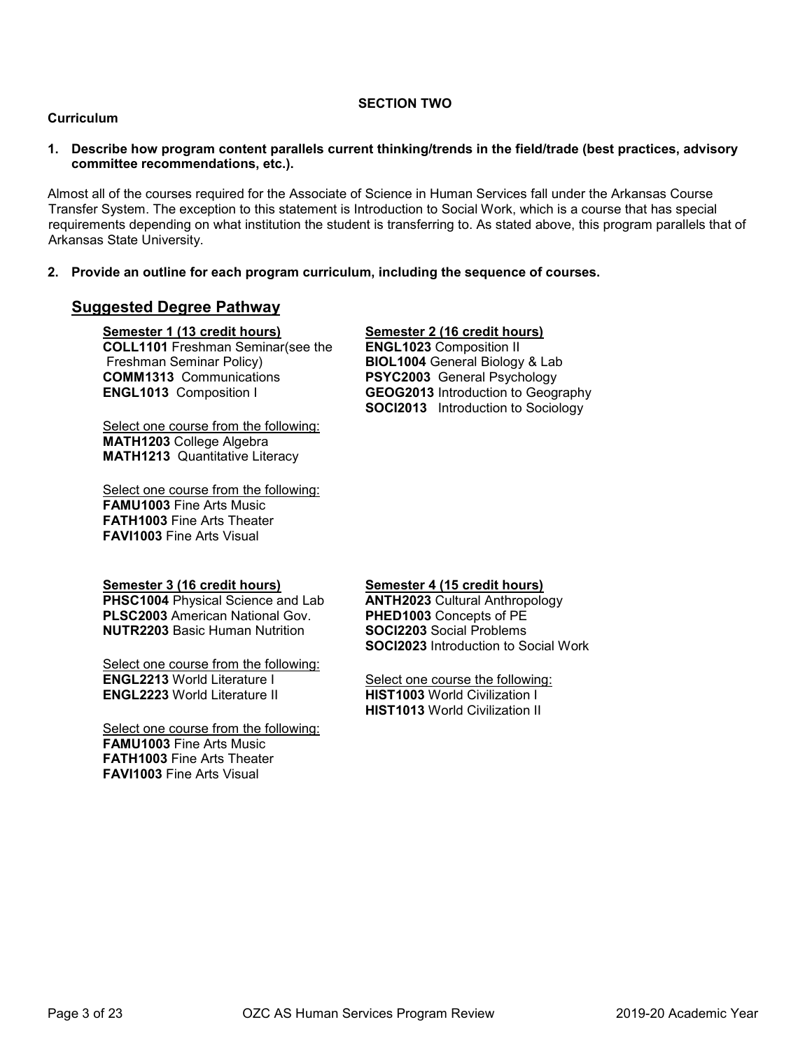## SECTION TWO

### Curriculum

**1. Describe how program content parallels current thinking/trends in the field/trade (best practices, advisory committee recommendations, etc.).**

Almost all of the courses required for the Associate of Science in Human Services fall under the Arkansas Course Transfer System. The exception to this statement is Introduction to Social Work, which is a course that has special requirements depending on what institution the student is transferring to. As stated above, this program parallels that of Arkansas State University.

**2. Provide an outline for each program curriculum, including the sequence of courses.**

## Suggested Degree Pathway

**Semester 1 (13 credit hours)**

**COLL1101** Freshman Seminar(see the Freshman Seminar Policy)
**COMM1313** Communications
**ENGL1013** Composition I

Select one course from the following:
**MATH1203** College Algebra
**MATH1213** Quantitative Literacy

Select one course from the following:
**FAMU1003** Fine Arts Music
**FATH1003** Fine Arts Theater
**FAVI1003** Fine Arts Visual

**Semester 2 (16 credit hours)**

**ENGL1023** Composition II
**BIOL1004** General Biology & Lab
**PSYC2003** General Psychology
**GEOG2013** Introduction to Geography
**SOCI2013** Introduction to Sociology

**Semester 3 (16 credit hours)**

**PHSC1004** Physical Science and Lab
**PLSC2003** American National Gov.
**NUTR2203** Basic Human Nutrition

Select one course from the following:
**ENGL2213** World Literature I
**ENGL2223** World Literature II

Select one course from the following:
**FAMU1003** Fine Arts Music
**FATH1003** Fine Arts Theater
**FAVI1003** Fine Arts Visual

**Semester 4 (15 credit hours)**

**ANTH2023** Cultural Anthropology
**PHED1003** Concepts of PE
**SOCI2203** Social Problems
**SOCI2023** Introduction to Social Work

Select one course the following:
**HIST1003** World Civilization I
**HIST1013** World Civilization II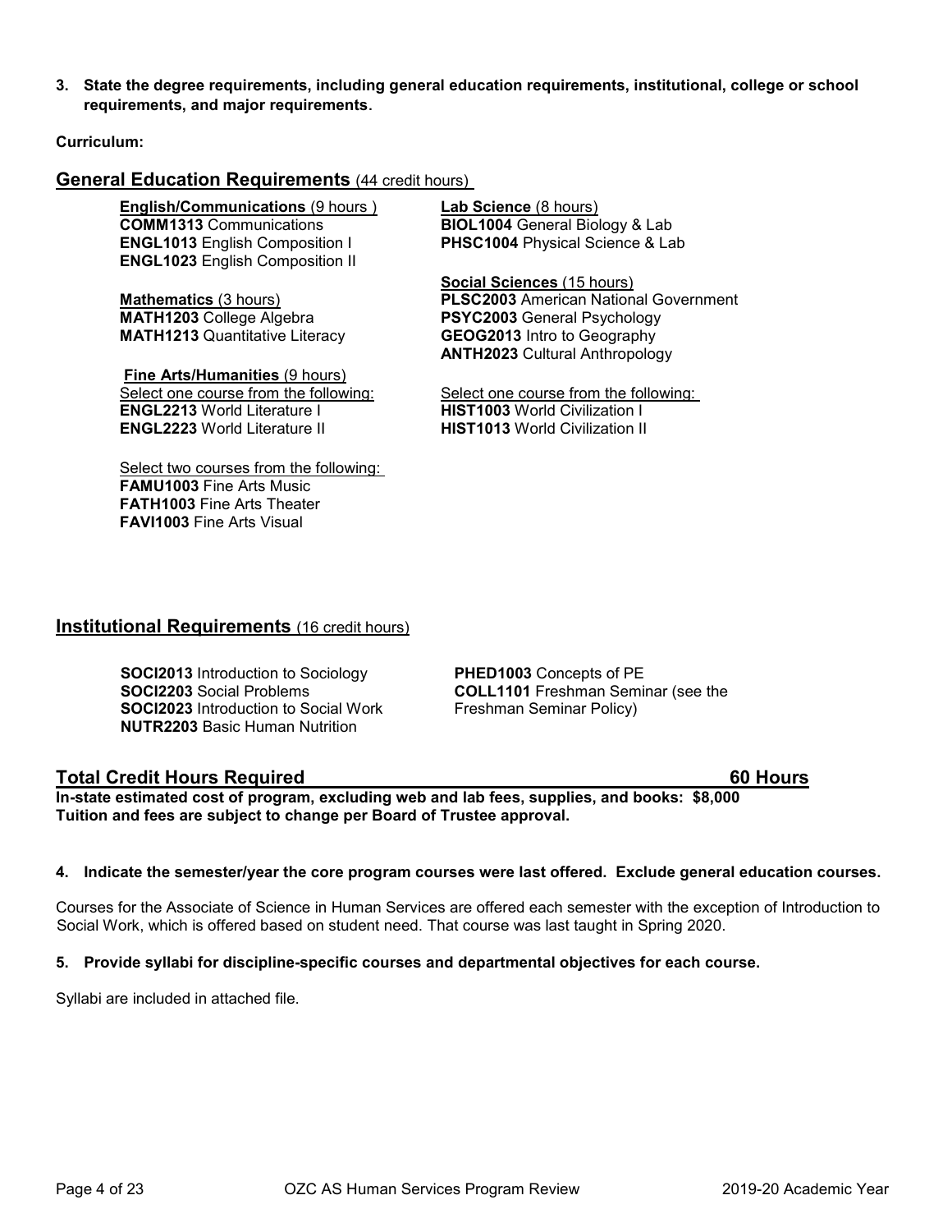**3. State the degree requirements, including general education requirements, institutional, college or school requirements, and major requirements.**

**Curriculum:**

## General Education Requirements (44 credit hours)

**English/Communications** (9 hours )
**COMM1313** Communications
**ENGL1013** English Composition I
**ENGL1023** English Composition II

**Mathematics** (3 hours)
**MATH1203** College Algebra
**MATH1213** Quantitative Literacy

**Fine Arts/Humanities** (9 hours)
Select one course from the following:
**ENGL2213** World Literature I
**ENGL2223** World Literature II

Select two courses from the following:
**FAMU1003** Fine Arts Music
**FATH1003** Fine Arts Theater
**FAVI1003** Fine Arts Visual

**Lab Science** (8 hours)
**BIOL1004** General Biology & Lab
**PHSC1004** Physical Science & Lab

**Social Sciences** (15 hours)
**PLSC2003** American National Government
**PSYC2003** General Psychology
**GEOG2013** Intro to Geography
**ANTH2023** Cultural Anthropology

Select one course from the following:
**HIST1003** World Civilization I
**HIST1013** World Civilization II

## Institutional Requirements (16 credit hours)

**SOCI2013** Introduction to Sociology
**SOCI2203** Social Problems
**SOCI2023** Introduction to Social Work
**NUTR2203** Basic Human Nutrition
**PHED1003** Concepts of PE
**COLL1101** Freshman Seminar (see the Freshman Seminar Policy)

## Total Credit Hours Required 60 Hours

**In-state estimated cost of program, excluding web and lab fees, supplies, and books: $8,000**
**Tuition and fees are subject to change per Board of Trustee approval.**

**4. Indicate the semester/year the core program courses were last offered. Exclude general education courses.**

Courses for the Associate of Science in Human Services are offered each semester with the exception of Introduction to Social Work, which is offered based on student need. That course was last taught in Spring 2020.

**5. Provide syllabi for discipline-specific courses and departmental objectives for each course.**

Syllabi are included in attached file.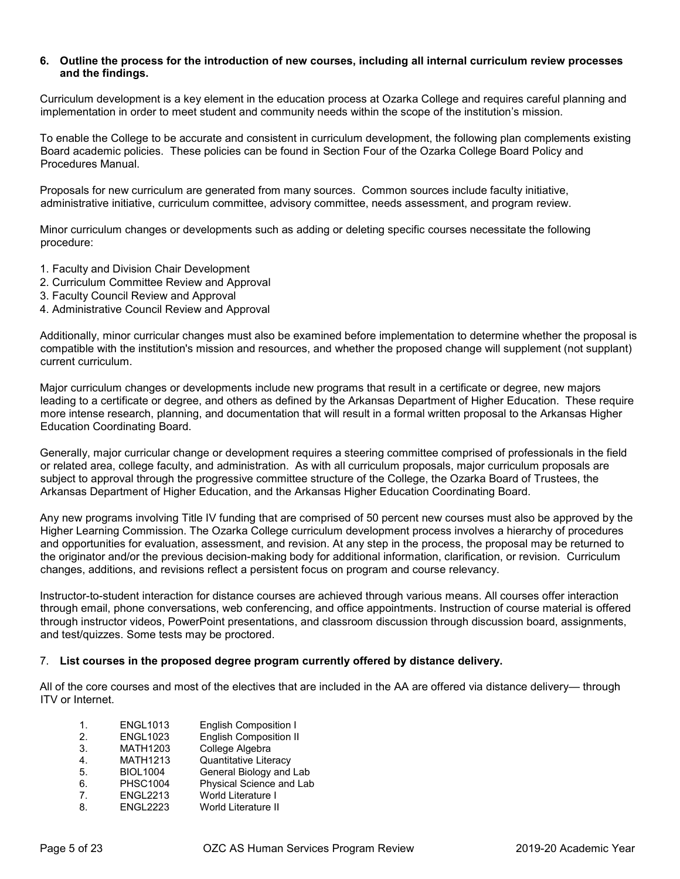**6. Outline the process for the introduction of new courses, including all internal curriculum review processes and the findings.**

Curriculum development is a key element in the education process at Ozarka College and requires careful planning and implementation in order to meet student and community needs within the scope of the institution's mission.

To enable the College to be accurate and consistent in curriculum development, the following plan complements existing Board academic policies. These policies can be found in Section Four of the Ozarka College Board Policy and Procedures Manual.

Proposals for new curriculum are generated from many sources. Common sources include faculty initiative, administrative initiative, curriculum committee, advisory committee, needs assessment, and program review.

Minor curriculum changes or developments such as adding or deleting specific courses necessitate the following procedure:

1. Faculty and Division Chair Development
2. Curriculum Committee Review and Approval
3. Faculty Council Review and Approval
4. Administrative Council Review and Approval

Additionally, minor curricular changes must also be examined before implementation to determine whether the proposal is compatible with the institution's mission and resources, and whether the proposed change will supplement (not supplant) current curriculum.

Major curriculum changes or developments include new programs that result in a certificate or degree, new majors leading to a certificate or degree, and others as defined by the Arkansas Department of Higher Education. These require more intense research, planning, and documentation that will result in a formal written proposal to the Arkansas Higher Education Coordinating Board.

Generally, major curricular change or development requires a steering committee comprised of professionals in the field or related area, college faculty, and administration. As with all curriculum proposals, major curriculum proposals are subject to approval through the progressive committee structure of the College, the Ozarka Board of Trustees, the Arkansas Department of Higher Education, and the Arkansas Higher Education Coordinating Board.

Any new programs involving Title IV funding that are comprised of 50 percent new courses must also be approved by the Higher Learning Commission. The Ozarka College curriculum development process involves a hierarchy of procedures and opportunities for evaluation, assessment, and revision. At any step in the process, the proposal may be returned to the originator and/or the previous decision-making body for additional information, clarification, or revision. Curriculum changes, additions, and revisions reflect a persistent focus on program and course relevancy.

Instructor-to-student interaction for distance courses are achieved through various means. All courses offer interaction through email, phone conversations, web conferencing, and office appointments. Instruction of course material is offered through instructor videos, PowerPoint presentations, and classroom discussion through discussion board, assignments, and test/quizzes. Some tests may be proctored.

7. **List courses in the proposed degree program currently offered by distance delivery.**

All of the core courses and most of the electives that are included in the AA are offered via distance delivery— through ITV or Internet.

1. ENGL1013 English Composition I
2. ENGL1023 English Composition II
3. MATH1203 College Algebra
4. MATH1213 Quantitative Literacy
5. BIOL1004 General Biology and Lab
6. PHSC1004 Physical Science and Lab
7. ENGL2213 World Literature I
8. ENGL2223 World Literature II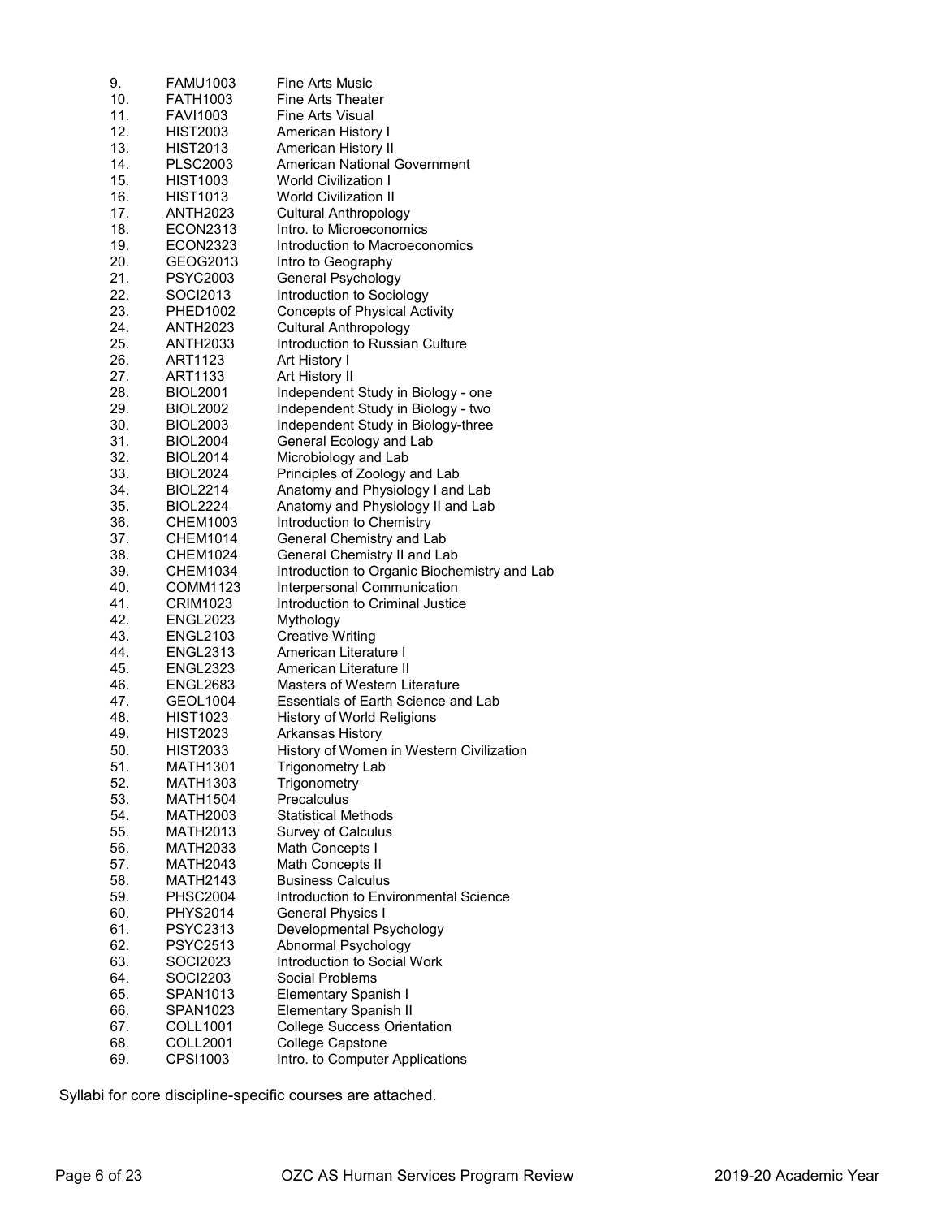| | | |
|---|---|---|
| 9. | FAMU1003 | Fine Arts Music |
| 10. | FATH1003 | Fine Arts Theater |
| 11. | FAVI1003 | Fine Arts Visual |
| 12. | HIST2003 | American History I |
| 13. | HIST2013 | American History II |
| 14. | PLSC2003 | American National Government |
| 15. | HIST1003 | World Civilization I |
| 16. | HIST1013 | World Civilization II |
| 17. | ANTH2023 | Cultural Anthropology |
| 18. | ECON2313 | Intro. to Microeconomics |
| 19. | ECON2323 | Introduction to Macroeconomics |
| 20. | GEOG2013 | Intro to Geography |
| 21. | PSYC2003 | General Psychology |
| 22. | SOCI2013 | Introduction to Sociology |
| 23. | PHED1002 | Concepts of Physical Activity |
| 24. | ANTH2023 | Cultural Anthropology |
| 25. | ANTH2033 | Introduction to Russian Culture |
| 26. | ART1123 | Art History I |
| 27. | ART1133 | Art History II |
| 28. | BIOL2001 | Independent Study in Biology - one |
| 29. | BIOL2002 | Independent Study in Biology - two |
| 30. | BIOL2003 | Independent Study in Biology-three |
| 31. | BIOL2004 | General Ecology and Lab |
| 32. | BIOL2014 | Microbiology and Lab |
| 33. | BIOL2024 | Principles of Zoology and Lab |
| 34. | BIOL2214 | Anatomy and Physiology I and Lab |
| 35. | BIOL2224 | Anatomy and Physiology II and Lab |
| 36. | CHEM1003 | Introduction to Chemistry |
| 37. | CHEM1014 | General Chemistry and Lab |
| 38. | CHEM1024 | General Chemistry II and Lab |
| 39. | CHEM1034 | Introduction to Organic Biochemistry and Lab |
| 40. | COMM1123 | Interpersonal Communication |
| 41. | CRIM1023 | Introduction to Criminal Justice |
| 42. | ENGL2023 | Mythology |
| 43. | ENGL2103 | Creative Writing |
| 44. | ENGL2313 | American Literature I |
| 45. | ENGL2323 | American Literature II |
| 46. | ENGL2683 | Masters of Western Literature |
| 47. | GEOL1004 | Essentials of Earth Science and Lab |
| 48. | HIST1023 | History of World Religions |
| 49. | HIST2023 | Arkansas History |
| 50. | HIST2033 | History of Women in Western Civilization |
| 51. | MATH1301 | Trigonometry Lab |
| 52. | MATH1303 | Trigonometry |
| 53. | MATH1504 | Precalculus |
| 54. | MATH2003 | Statistical Methods |
| 55. | MATH2013 | Survey of Calculus |
| 56. | MATH2033 | Math Concepts I |
| 57. | MATH2043 | Math Concepts II |
| 58. | MATH2143 | Business Calculus |
| 59. | PHSC2004 | Introduction to Environmental Science |
| 60. | PHYS2014 | General Physics I |
| 61. | PSYC2313 | Developmental Psychology |
| 62. | PSYC2513 | Abnormal Psychology |
| 63. | SOCI2023 | Introduction to Social Work |
| 64. | SOCI2203 | Social Problems |
| 65. | SPAN1013 | Elementary Spanish I |
| 66. | SPAN1023 | Elementary Spanish II |
| 67. | COLL1001 | College Success Orientation |
| 68. | COLL2001 | College Capstone |
| 69. | CPSI1003 | Intro. to Computer Applications |

Syllabi for core discipline-specific courses are attached.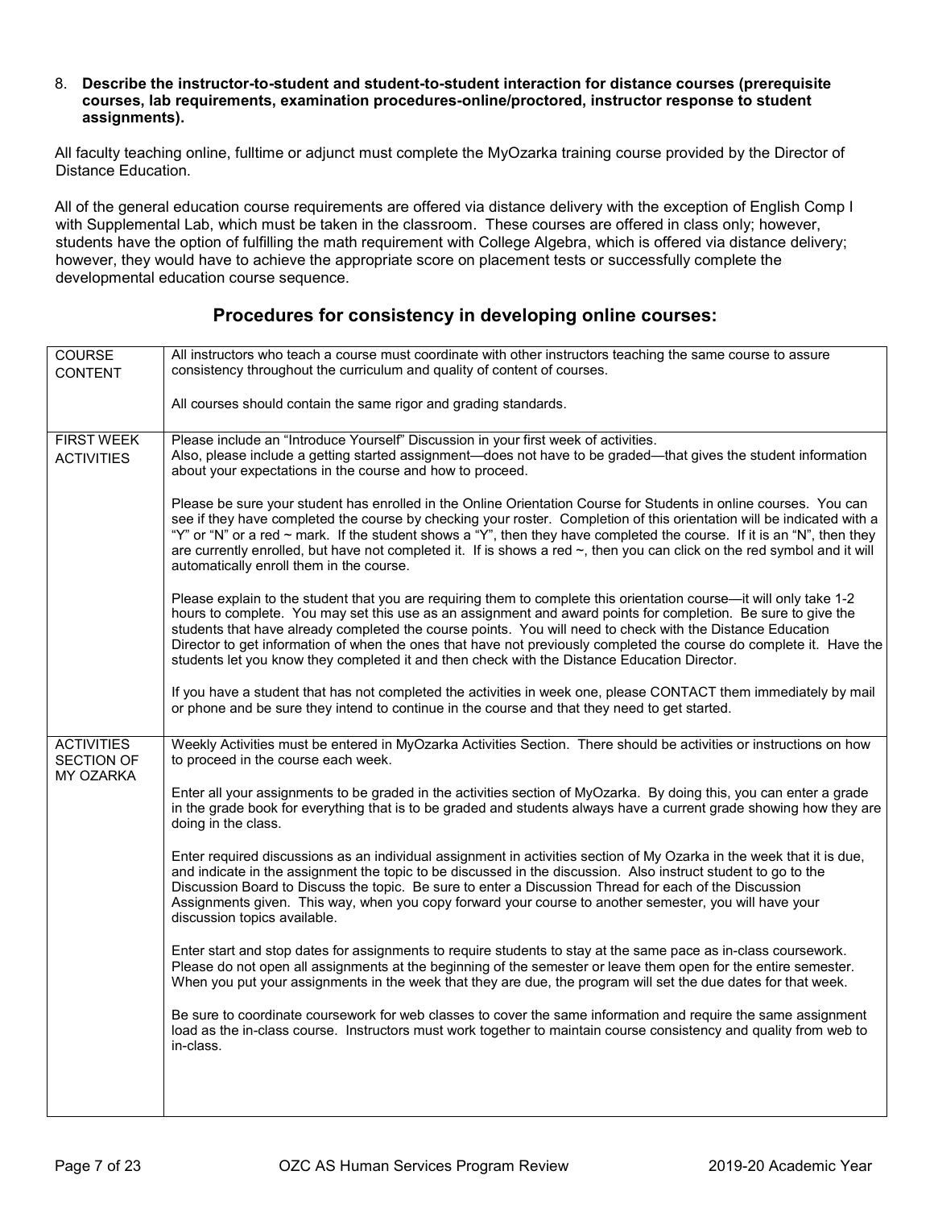8. **Describe the instructor-to-student and student-to-student interaction for distance courses (prerequisite courses, lab requirements, examination procedures-online/proctored, instructor response to student assignments).**

All faculty teaching online, fulltime or adjunct must complete the MyOzarka training course provided by the Director of Distance Education.

All of the general education course requirements are offered via distance delivery with the exception of English Comp I with Supplemental Lab, which must be taken in the classroom. These courses are offered in class only; however, students have the option of fulfilling the math requirement with College Algebra, which is offered via distance delivery; however, they would have to achieve the appropriate score on placement tests or successfully complete the developmental education course sequence.

## Procedures for consistency in developing online courses:

| | |
|---|---|
| COURSE CONTENT | All instructors who teach a course must coordinate with other instructors teaching the same course to assure consistency throughout the curriculum and quality of content of courses.<br><br>All courses should contain the same rigor and grading standards. |
| FIRST WEEK ACTIVITIES | Please include an "Introduce Yourself" Discussion in your first week of activities.<br>Also, please include a getting started assignment—does not have to be graded—that gives the student information about your expectations in the course and how to proceed.<br><br>Please be sure your student has enrolled in the Online Orientation Course for Students in online courses. You can see if they have completed the course by checking your roster. Completion of this orientation will be indicated with a "Y" or "N" or a red ~ mark. If the student shows a "Y", then they have completed the course. If it is an "N", then they are currently enrolled, but have not completed it. If is shows a red ~, then you can click on the red symbol and it will automatically enroll them in the course.<br><br>Please explain to the student that you are requiring them to complete this orientation course—it will only take 1-2 hours to complete. You may set this use as an assignment and award points for completion. Be sure to give the students that have already completed the course points. You will need to check with the Distance Education Director to get information of when the ones that have not previously completed the course do complete it. Have the students let you know they completed it and then check with the Distance Education Director.<br><br>If you have a student that has not completed the activities in week one, please CONTACT them immediately by mail or phone and be sure they intend to continue in the course and that they need to get started. |
| ACTIVITIES SECTION OF MY OZARKA | Weekly Activities must be entered in MyOzarka Activities Section. There should be activities or instructions on how to proceed in the course each week.<br><br>Enter all your assignments to be graded in the activities section of MyOzarka. By doing this, you can enter a grade in the grade book for everything that is to be graded and students always have a current grade showing how they are doing in the class.<br><br>Enter required discussions as an individual assignment in activities section of My Ozarka in the week that it is due, and indicate in the assignment the topic to be discussed in the discussion. Also instruct student to go to the Discussion Board to Discuss the topic. Be sure to enter a Discussion Thread for each of the Discussion Assignments given. This way, when you copy forward your course to another semester, you will have your discussion topics available.<br><br>Enter start and stop dates for assignments to require students to stay at the same pace as in-class coursework. Please do not open all assignments at the beginning of the semester or leave them open for the entire semester. When you put your assignments in the week that they are due, the program will set the due dates for that week.<br><br>Be sure to coordinate coursework for web classes to cover the same information and require the same assignment load as the in-class course. Instructors must work together to maintain course consistency and quality from web to in-class. |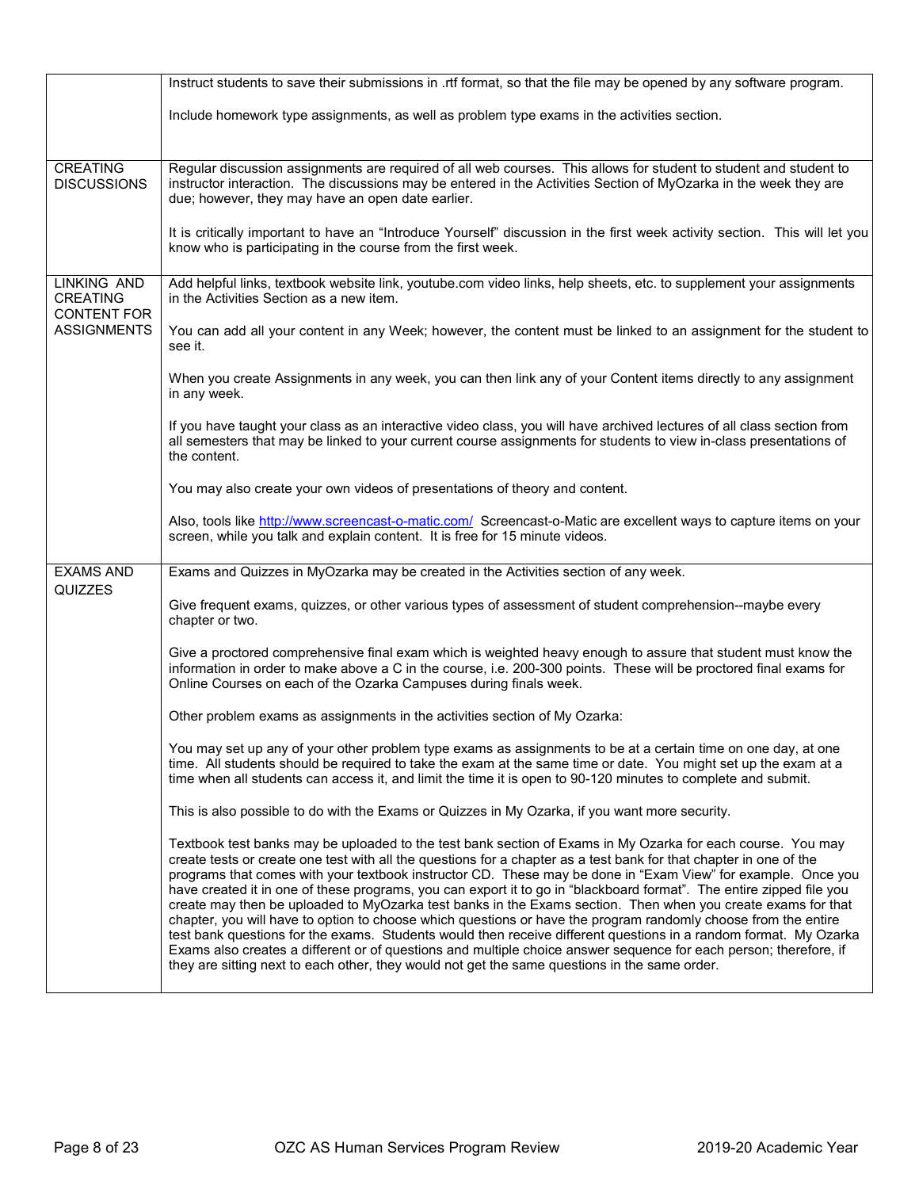| | |
|---|---|
| | Instruct students to save their submissions in .rtf format, so that the file may be opened by any software program.<br><br>Include homework type assignments, as well as problem type exams in the activities section. |
| CREATING DISCUSSIONS | Regular discussion assignments are required of all web courses. This allows for student to student and student to instructor interaction. The discussions may be entered in the Activities Section of MyOzarka in the week they are due; however, they may have an open date earlier.<br><br>It is critically important to have an "Introduce Yourself" discussion in the first week activity section. This will let you know who is participating in the course from the first week. |
| LINKING AND CREATING CONTENT FOR ASSIGNMENTS | Add helpful links, textbook website link, youtube.com video links, help sheets, etc. to supplement your assignments in the Activities Section as a new item.<br><br>You can add all your content in any Week; however, the content must be linked to an assignment for the student to see it.<br><br>When you create Assignments in any week, you can then link any of your Content items directly to any assignment in any week.<br><br>If you have taught your class as an interactive video class, you will have archived lectures of all class section from all semesters that may be linked to your current course assignments for students to view in-class presentations of the content.<br><br>You may also create your own videos of presentations of theory and content.<br><br>Also, tools like [http://www.screencast-o-matic.com/](http://www.screencast-o-matic.com/) Screencast-o-Matic are excellent ways to capture items on your screen, while you talk and explain content. It is free for 15 minute videos. |
| EXAMS AND QUIZZES | Exams and Quizzes in MyOzarka may be created in the Activities section of any week.<br><br>Give frequent exams, quizzes, or other various types of assessment of student comprehension--maybe every chapter or two.<br><br>Give a proctored comprehensive final exam which is weighted heavy enough to assure that student must know the information in order to make above a C in the course, i.e. 200-300 points. These will be proctored final exams for Online Courses on each of the Ozarka Campuses during finals week.<br><br>Other problem exams as assignments in the activities section of My Ozarka:<br><br>You may set up any of your other problem type exams as assignments to be at a certain time on one day, at one time. All students should be required to take the exam at the same time or date. You might set up the exam at a time when all students can access it, and limit the time it is open to 90-120 minutes to complete and submit.<br><br>This is also possible to do with the Exams or Quizzes in My Ozarka, if you want more security.<br><br>Textbook test banks may be uploaded to the test bank section of Exams in My Ozarka for each course. You may create tests or create one test with all the questions for a chapter as a test bank for that chapter in one of the programs that comes with your textbook instructor CD. These may be done in "Exam View" for example. Once you have created it in one of these programs, you can export it to go in "blackboard format". The entire zipped file you create may then be uploaded to MyOzarka test banks in the Exams section. Then when you create exams for that chapter, you will have to option to choose which questions or have the program randomly choose from the entire test bank questions for the exams. Students would then receive different questions in a random format. My Ozarka Exams also creates a different or of questions and multiple choice answer sequence for each person; therefore, if they are sitting next to each other, they would not get the same questions in the same order. |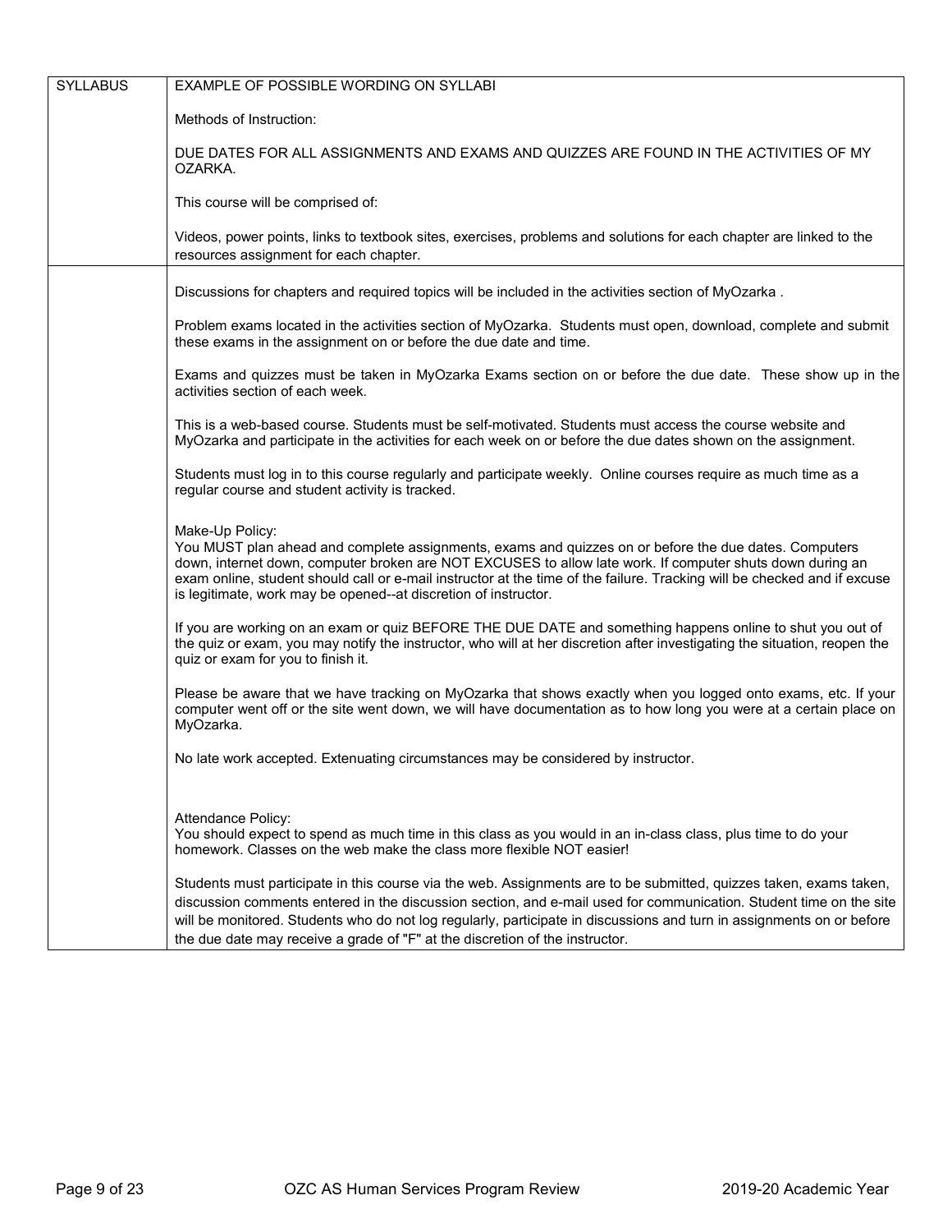| SYLLABUS | EXAMPLE OF POSSIBLE WORDING ON SYLLABI<br><br>Methods of Instruction:<br><br>DUE DATES FOR ALL ASSIGNMENTS AND EXAMS AND QUIZZES ARE FOUND IN THE ACTIVITIES OF MY OZARKA.<br><br>This course will be comprised of:<br><br>Videos, power points, links to textbook sites, exercises, problems and solutions for each chapter are linked to the resources assignment for each chapter. |
|---|---|
| | Discussions for chapters and required topics will be included in the activities section of MyOzarka .<br><br>Problem exams located in the activities section of MyOzarka. Students must open, download, complete and submit these exams in the assignment on or before the due date and time.<br><br>Exams and quizzes must be taken in MyOzarka Exams section on or before the due date. These show up in the activities section of each week.<br><br>This is a web-based course. Students must be self-motivated. Students must access the course website and MyOzarka and participate in the activities for each week on or before the due dates shown on the assignment.<br><br>Students must log in to this course regularly and participate weekly. Online courses require as much time as a regular course and student activity is tracked.<br><br>Make-Up Policy:<br>You MUST plan ahead and complete assignments, exams and quizzes on or before the due dates. Computers down, internet down, computer broken are NOT EXCUSES to allow late work. If computer shuts down during an exam online, student should call or e-mail instructor at the time of the failure. Tracking will be checked and if excuse is legitimate, work may be opened--at discretion of instructor.<br><br>If you are working on an exam or quiz BEFORE THE DUE DATE and something happens online to shut you out of the quiz or exam, you may notify the instructor, who will at her discretion after investigating the situation, reopen the quiz or exam for you to finish it.<br><br>Please be aware that we have tracking on MyOzarka that shows exactly when you logged onto exams, etc. If your computer went off or the site went down, we will have documentation as to how long you were at a certain place on MyOzarka.<br><br>No late work accepted. Extenuating circumstances may be considered by instructor.<br><br>Attendance Policy:<br>You should expect to spend as much time in this class as you would in an in-class class, plus time to do your homework. Classes on the web make the class more flexible NOT easier!<br><br>Students must participate in this course via the web. Assignments are to be submitted, quizzes taken, exams taken, discussion comments entered in the discussion section, and e-mail used for communication. Student time on the site will be monitored. Students who do not log regularly, participate in discussions and turn in assignments on or before the due date may receive a grade of "F" at the discretion of the instructor. |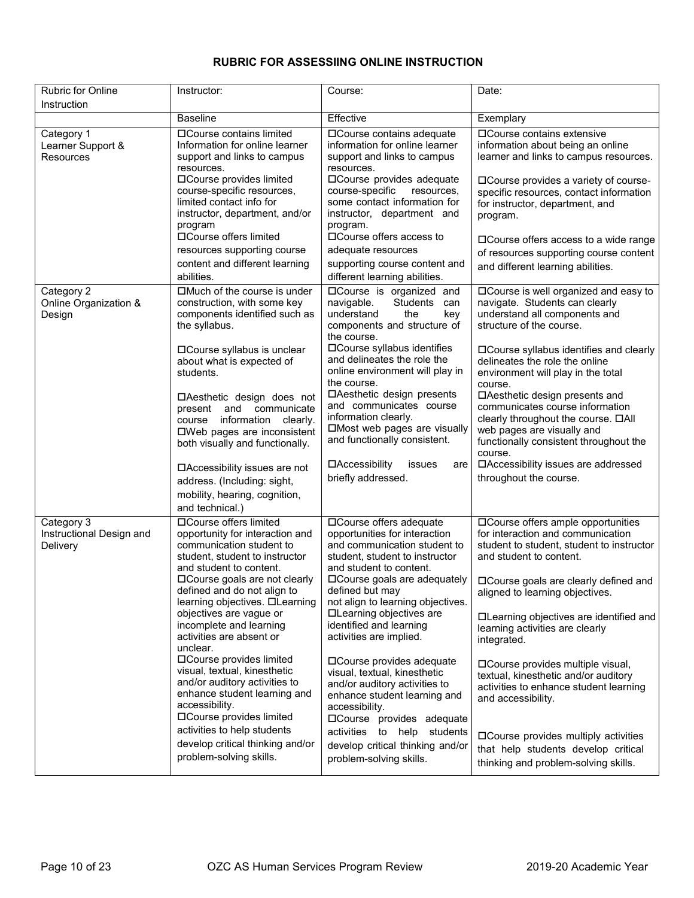### RUBRIC FOR ASSESSIING ONLINE INSTRUCTION

| Rubric for Online Instruction | Instructor: | Course: | Date: |
|---|---|---|---|
| | Baseline | Effective | Exemplary |
| Category 1<br>Learner Support & Resources | ☐Course contains limited Information for online learner support and links to campus resources.<br>☐Course provides limited course-specific resources, limited contact info for instructor, department, and/or program<br>☐Course offers limited resources supporting course content and different learning abilities. | ☐Course contains adequate information for online learner support and links to campus resources.<br>☐Course provides adequate course-specific resources, some contact information for instructor, department and program.<br>☐Course offers access to adequate resources supporting course content and different learning abilities. | ☐Course contains extensive information about being an online learner and links to campus resources.<br>☐Course provides a variety of course-specific resources, contact information for instructor, department, and program.<br>☐Course offers access to a wide range of resources supporting course content and different learning abilities. |
| Category 2<br>Online Organization & Design | ☐Much of the course is under construction, with some key components identified such as the syllabus.<br>☐Course syllabus is unclear about what is expected of students.<br>☐Aesthetic design does not present and communicate course information clearly.<br>☐Web pages are inconsistent both visually and functionally.<br>☐Accessibility issues are not address. (Including: sight, mobility, hearing, cognition, and technical.) | ☐Course is organized and navigable. Students can understand the key components and structure of the course.<br>☐Course syllabus identifies and delineates the role the online environment will play in the course.<br>☐Aesthetic design presents and communicates course information clearly.<br>☐Most web pages are visually and functionally consistent.<br>☐Accessibility issues are briefly addressed. | ☐Course is well organized and easy to navigate. Students can clearly understand all components and structure of the course.<br>☐Course syllabus identifies and clearly delineates the role the online environment will play in the total course.<br>☐Aesthetic design presents and communicates course information clearly throughout the course. ☐All web pages are visually and functionally consistent throughout the course.<br>☐Accessibility issues are addressed throughout the course. |
| Category 3<br>Instructional Design and Delivery | ☐Course offers limited opportunity for interaction and communication student to student, student to instructor and student to content.<br>☐Course goals are not clearly defined and do not align to learning objectives. ☐Learning objectives are vague or incomplete and learning activities are absent or unclear.<br>☐Course provides limited visual, textual, kinesthetic and/or auditory activities to enhance student learning and accessibility.<br>☐Course provides limited activities to help students develop critical thinking and/or problem-solving skills. | ☐Course offers adequate opportunities for interaction and communication student to student, student to instructor and student to content.<br>☐Course goals are adequately defined but may not align to learning objectives.<br>☐Learning objectives are identified and learning activities are implied.<br>☐Course provides adequate visual, textual, kinesthetic and/or auditory activities to enhance student learning and accessibility.<br>☐Course provides adequate activities to help students develop critical thinking and/or problem-solving skills. | ☐Course offers ample opportunities for interaction and communication student to student, student to instructor and student to content.<br>☐Course goals are clearly defined and aligned to learning objectives.<br>☐Learning objectives are identified and learning activities are clearly integrated.<br>☐Course provides multiple visual, textual, kinesthetic and/or auditory activities to enhance student learning and accessibility.<br>☐Course provides multiply activities that help students develop critical thinking and problem-solving skills. |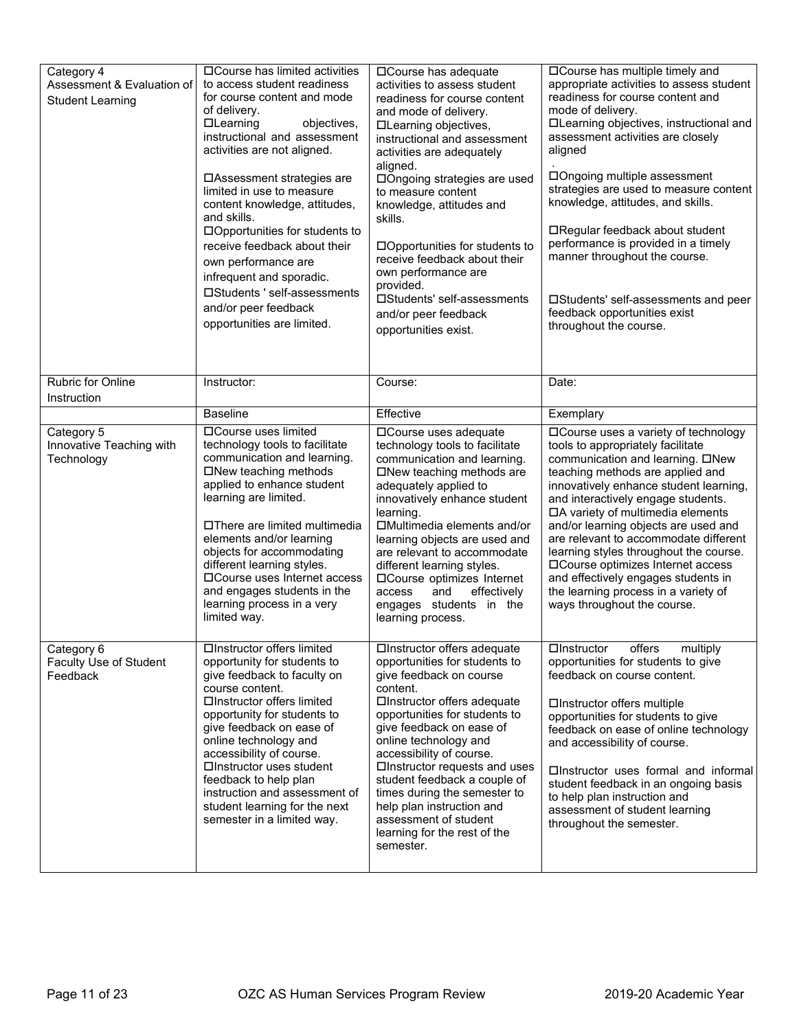| Category 4 Assessment & Evaluation of Student Learning | □Course has limited activities to access student readiness for course content and mode of delivery.<br>□Learning objectives, instructional and assessment activities are not aligned.<br><br>□Assessment strategies are limited in use to measure content knowledge, attitudes, and skills.<br>□Opportunities for students to receive feedback about their own performance are infrequent and sporadic.<br>□Students ' self-assessments and/or peer feedback opportunities are limited. | □Course has adequate activities to assess student readiness for course content and mode of delivery.<br>□Learning objectives, instructional and assessment activities are adequately aligned.<br>□Ongoing strategies are used to measure content knowledge, attitudes and skills.<br><br>□Opportunities for students to receive feedback about their own performance are provided.<br>□Students' self-assessments and/or peer feedback opportunities exist. | □Course has multiple timely and appropriate activities to assess student readiness for course content and mode of delivery.<br>□Learning objectives, instructional and assessment activities are closely aligned<br>.<br>□Ongoing multiple assessment strategies are used to measure content knowledge, attitudes, and skills.<br><br>□Regular feedback about student performance is provided in a timely manner throughout the course.<br><br>□Students' self-assessments and peer feedback opportunities exist throughout the course. |
|---|---|---|---|
| Rubric for Online Instruction | Instructor: | Course: | Date: |
| | Baseline | Effective | Exemplary |
| Category 5 Innovative Teaching with Technology | □Course uses limited technology tools to facilitate communication and learning.<br>□New teaching methods applied to enhance student learning are limited.<br><br>□There are limited multimedia elements and/or learning objects for accommodating different learning styles.<br>□Course uses Internet access and engages students in the learning process in a very limited way. | □Course uses adequate technology tools to facilitate communication and learning.<br>□New teaching methods are adequately applied to innovatively enhance student learning.<br>□Multimedia elements and/or learning objects are used and are relevant to accommodate different learning styles.<br>□Course optimizes Internet access and effectively engages students in the learning process. | □Course uses a variety of technology tools to appropriately facilitate communication and learning. □New teaching methods are applied and innovatively enhance student learning, and interactively engage students.<br>□A variety of multimedia elements and/or learning objects are used and are relevant to accommodate different learning styles throughout the course.<br>□Course optimizes Internet access and effectively engages students in the learning process in a variety of ways throughout the course. |
| Category 6 Faculty Use of Student Feedback | □Instructor offers limited opportunity for students to give feedback to faculty on course content.<br>□Instructor offers limited opportunity for students to give feedback on ease of online technology and accessibility of course.<br>□Instructor uses student feedback to help plan instruction and assessment of student learning for the next semester in a limited way. | □Instructor offers adequate opportunities for students to give feedback on course content.<br>□Instructor offers adequate opportunities for students to give feedback on ease of online technology and accessibility of course.<br>□Instructor requests and uses student feedback a couple of times during the semester to help plan instruction and assessment of student learning for the rest of the semester. | □Instructor offers multiply opportunities for students to give feedback on course content.<br><br>□Instructor offers multiple opportunities for students to give feedback on ease of online technology and accessibility of course.<br><br>□Instructor uses formal and informal student feedback in an ongoing basis to help plan instruction and assessment of student learning throughout the semester. |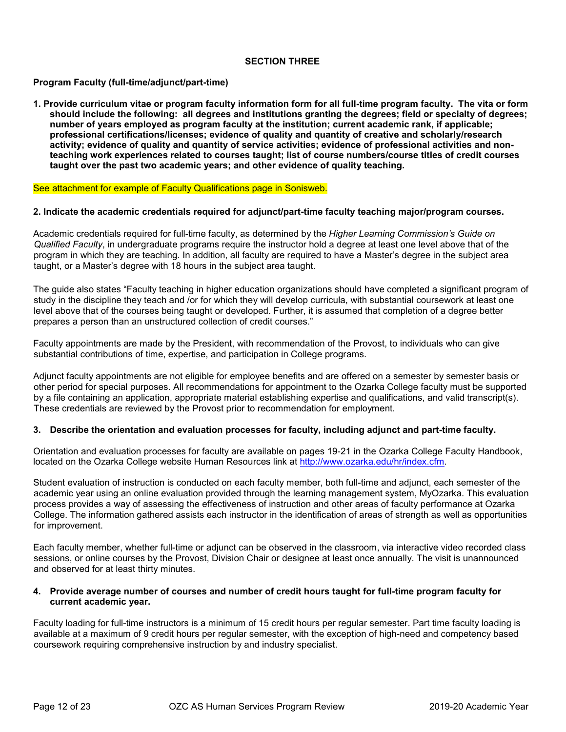## SECTION THREE

**Program Faculty (full-time/adjunct/part-time)**

**1. Provide curriculum vitae or program faculty information form for all full-time program faculty. The vita or form should include the following: all degrees and institutions granting the degrees; field or specialty of degrees; number of years employed as program faculty at the institution; current academic rank, if applicable; professional certifications/licenses; evidence of quality and quantity of creative and scholarly/research activity; evidence of quality and quantity of service activities; evidence of professional activities and non-teaching work experiences related to courses taught; list of course numbers/course titles of credit courses taught over the past two academic years; and other evidence of quality teaching.**

See attachment for example of Faculty Qualifications page in Sonisweb.

**2. Indicate the academic credentials required for adjunct/part-time faculty teaching major/program courses.**

Academic credentials required for full-time faculty, as determined by the *Higher Learning Commission's Guide on Qualified Faculty*, in undergraduate programs require the instructor hold a degree at least one level above that of the program in which they are teaching. In addition, all faculty are required to have a Master's degree in the subject area taught, or a Master's degree with 18 hours in the subject area taught.

The guide also states "Faculty teaching in higher education organizations should have completed a significant program of study in the discipline they teach and /or for which they will develop curricula, with substantial coursework at least one level above that of the courses being taught or developed. Further, it is assumed that completion of a degree better prepares a person than an unstructured collection of credit courses."

Faculty appointments are made by the President, with recommendation of the Provost, to individuals who can give substantial contributions of time, expertise, and participation in College programs.

Adjunct faculty appointments are not eligible for employee benefits and are offered on a semester by semester basis or other period for special purposes. All recommendations for appointment to the Ozarka College faculty must be supported by a file containing an application, appropriate material establishing expertise and qualifications, and valid transcript(s). These credentials are reviewed by the Provost prior to recommendation for employment.

**3. Describe the orientation and evaluation processes for faculty, including adjunct and part-time faculty.**

Orientation and evaluation processes for faculty are available on pages 19-21 in the Ozarka College Faculty Handbook, located on the Ozarka College website Human Resources link at [http://www.ozarka.edu/hr/index.cfm](http://www.ozarka.edu/hr/index.cfm).

Student evaluation of instruction is conducted on each faculty member, both full-time and adjunct, each semester of the academic year using an online evaluation provided through the learning management system, MyOzarka. This evaluation process provides a way of assessing the effectiveness of instruction and other areas of faculty performance at Ozarka College. The information gathered assists each instructor in the identification of areas of strength as well as opportunities for improvement.

Each faculty member, whether full-time or adjunct can be observed in the classroom, via interactive video recorded class sessions, or online courses by the Provost, Division Chair or designee at least once annually. The visit is unannounced and observed for at least thirty minutes.

**4. Provide average number of courses and number of credit hours taught for full-time program faculty for current academic year.**

Faculty loading for full-time instructors is a minimum of 15 credit hours per regular semester. Part time faculty loading is available at a maximum of 9 credit hours per regular semester, with the exception of high-need and competency based coursework requiring comprehensive instruction by and industry specialist.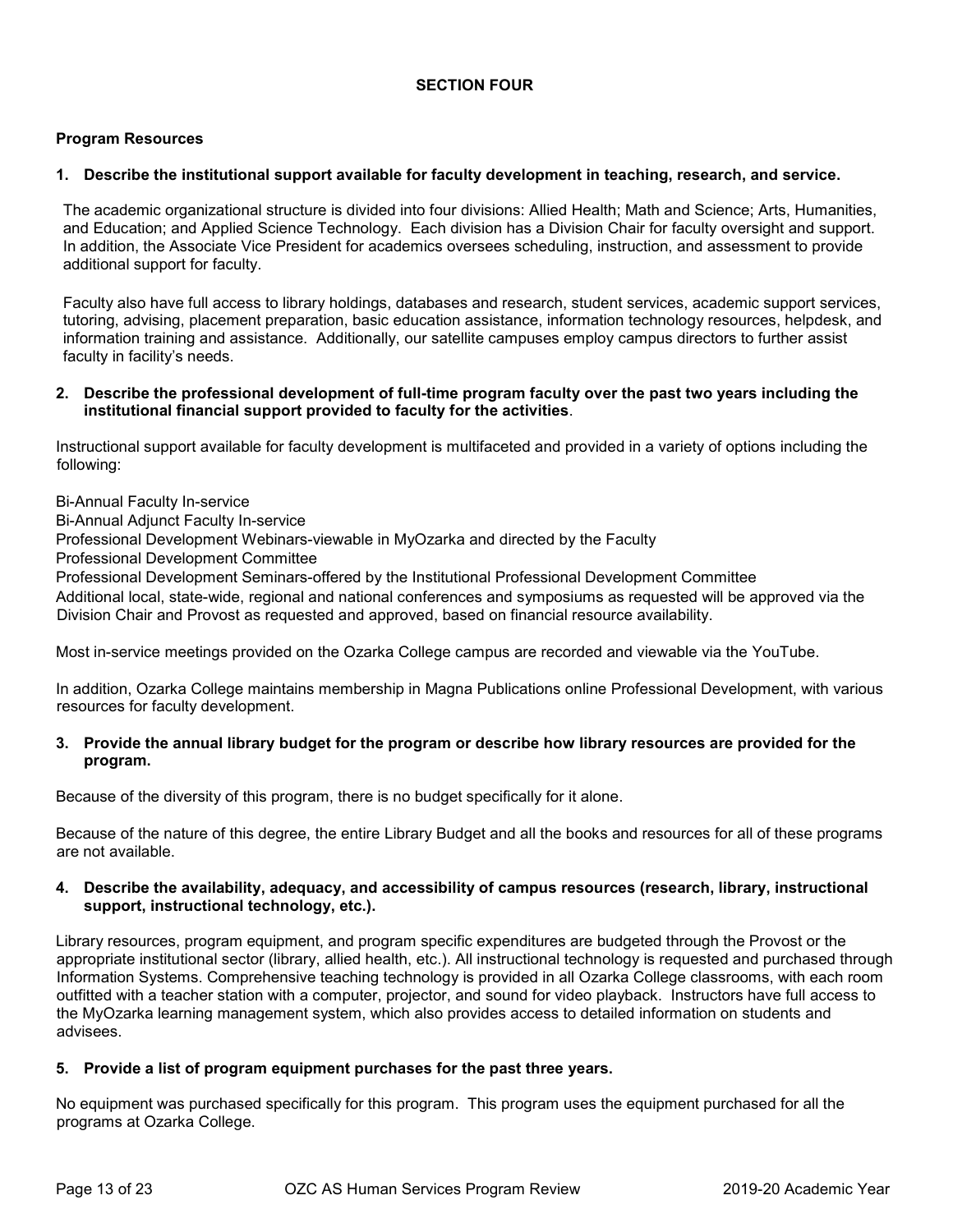## SECTION FOUR

### Program Resources

**1. Describe the institutional support available for faculty development in teaching, research, and service.**

The academic organizational structure is divided into four divisions: Allied Health; Math and Science; Arts, Humanities, and Education; and Applied Science Technology. Each division has a Division Chair for faculty oversight and support. In addition, the Associate Vice President for academics oversees scheduling, instruction, and assessment to provide additional support for faculty.

Faculty also have full access to library holdings, databases and research, student services, academic support services, tutoring, advising, placement preparation, basic education assistance, information technology resources, helpdesk, and information training and assistance. Additionally, our satellite campuses employ campus directors to further assist faculty in facility's needs.

**2. Describe the professional development of full-time program faculty over the past two years including the institutional financial support provided to faculty for the activities**.

Instructional support available for faculty development is multifaceted and provided in a variety of options including the following:

Bi-Annual Faculty In-service
Bi-Annual Adjunct Faculty In-service
Professional Development Webinars-viewable in MyOzarka and directed by the Faculty
Professional Development Committee
Professional Development Seminars-offered by the Institutional Professional Development Committee
Additional local, state-wide, regional and national conferences and symposiums as requested will be approved via the Division Chair and Provost as requested and approved, based on financial resource availability.

Most in-service meetings provided on the Ozarka College campus are recorded and viewable via the YouTube.

In addition, Ozarka College maintains membership in Magna Publications online Professional Development, with various resources for faculty development.

**3. Provide the annual library budget for the program or describe how library resources are provided for the program.**

Because of the diversity of this program, there is no budget specifically for it alone.

Because of the nature of this degree, the entire Library Budget and all the books and resources for all of these programs are not available.

**4. Describe the availability, adequacy, and accessibility of campus resources (research, library, instructional support, instructional technology, etc.).**

Library resources, program equipment, and program specific expenditures are budgeted through the Provost or the appropriate institutional sector (library, allied health, etc.). All instructional technology is requested and purchased through Information Systems. Comprehensive teaching technology is provided in all Ozarka College classrooms, with each room outfitted with a teacher station with a computer, projector, and sound for video playback. Instructors have full access to the MyOzarka learning management system, which also provides access to detailed information on students and advisees.

**5. Provide a list of program equipment purchases for the past three years.**

No equipment was purchased specifically for this program. This program uses the equipment purchased for all the programs at Ozarka College.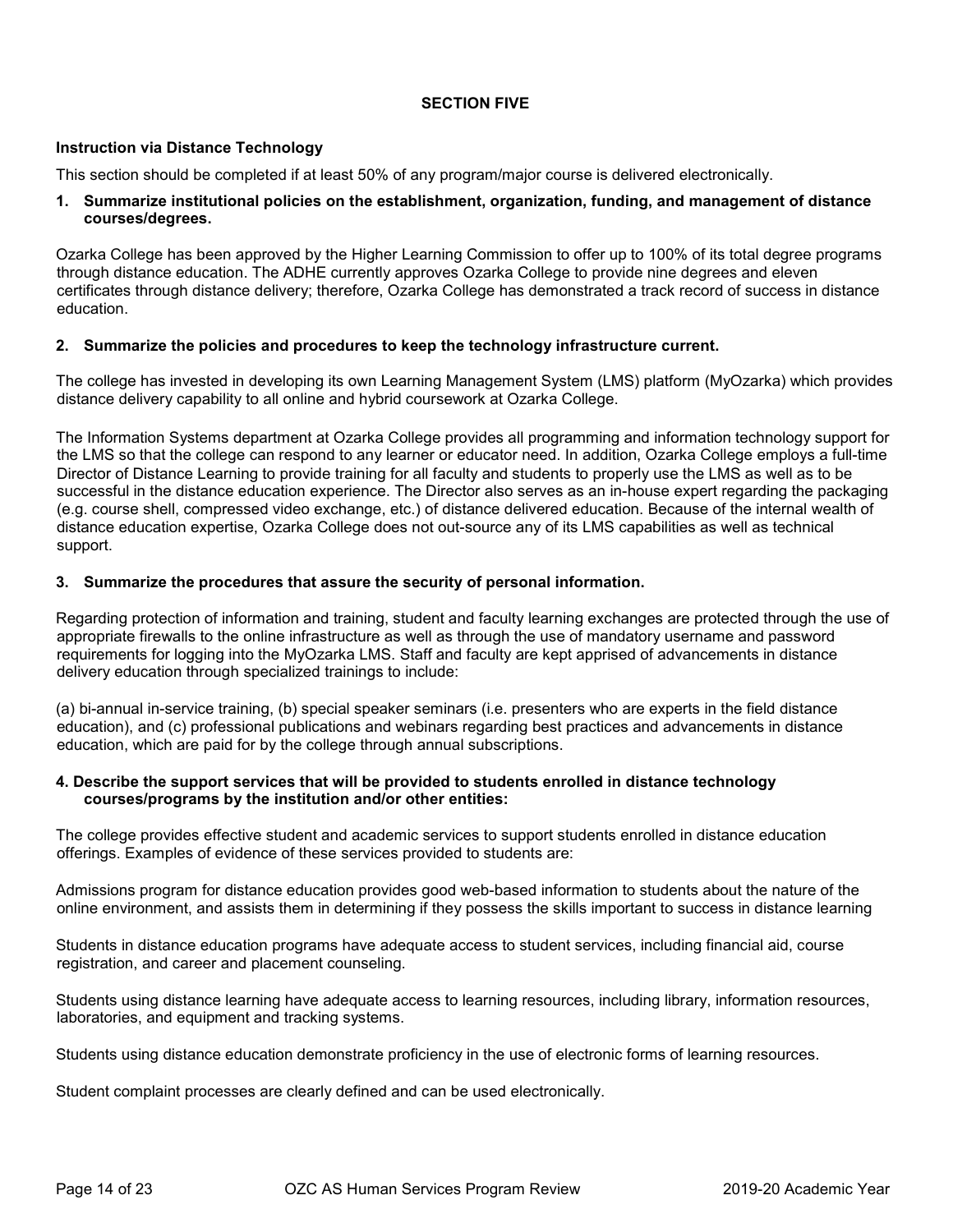## SECTION FIVE

### Instruction via Distance Technology

This section should be completed if at least 50% of any program/major course is delivered electronically.

**1. Summarize institutional policies on the establishment, organization, funding, and management of distance courses/degrees.**

Ozarka College has been approved by the Higher Learning Commission to offer up to 100% of its total degree programs through distance education. The ADHE currently approves Ozarka College to provide nine degrees and eleven certificates through distance delivery; therefore, Ozarka College has demonstrated a track record of success in distance education.

**2. Summarize the policies and procedures to keep the technology infrastructure current.**

The college has invested in developing its own Learning Management System (LMS) platform (MyOzarka) which provides distance delivery capability to all online and hybrid coursework at Ozarka College.

The Information Systems department at Ozarka College provides all programming and information technology support for the LMS so that the college can respond to any learner or educator need. In addition, Ozarka College employs a full-time Director of Distance Learning to provide training for all faculty and students to properly use the LMS as well as to be successful in the distance education experience. The Director also serves as an in-house expert regarding the packaging (e.g. course shell, compressed video exchange, etc.) of distance delivered education. Because of the internal wealth of distance education expertise, Ozarka College does not out-source any of its LMS capabilities as well as technical support.

**3. Summarize the procedures that assure the security of personal information.**

Regarding protection of information and training, student and faculty learning exchanges are protected through the use of appropriate firewalls to the online infrastructure as well as through the use of mandatory username and password requirements for logging into the MyOzarka LMS. Staff and faculty are kept apprised of advancements in distance delivery education through specialized trainings to include:

(a) bi-annual in-service training, (b) special speaker seminars (i.e. presenters who are experts in the field distance education), and (c) professional publications and webinars regarding best practices and advancements in distance education, which are paid for by the college through annual subscriptions.

**4. Describe the support services that will be provided to students enrolled in distance technology courses/programs by the institution and/or other entities:**

The college provides effective student and academic services to support students enrolled in distance education offerings. Examples of evidence of these services provided to students are:

Admissions program for distance education provides good web-based information to students about the nature of the online environment, and assists them in determining if they possess the skills important to success in distance learning

Students in distance education programs have adequate access to student services, including financial aid, course registration, and career and placement counseling.

Students using distance learning have adequate access to learning resources, including library, information resources, laboratories, and equipment and tracking systems.

Students using distance education demonstrate proficiency in the use of electronic forms of learning resources.

Student complaint processes are clearly defined and can be used electronically.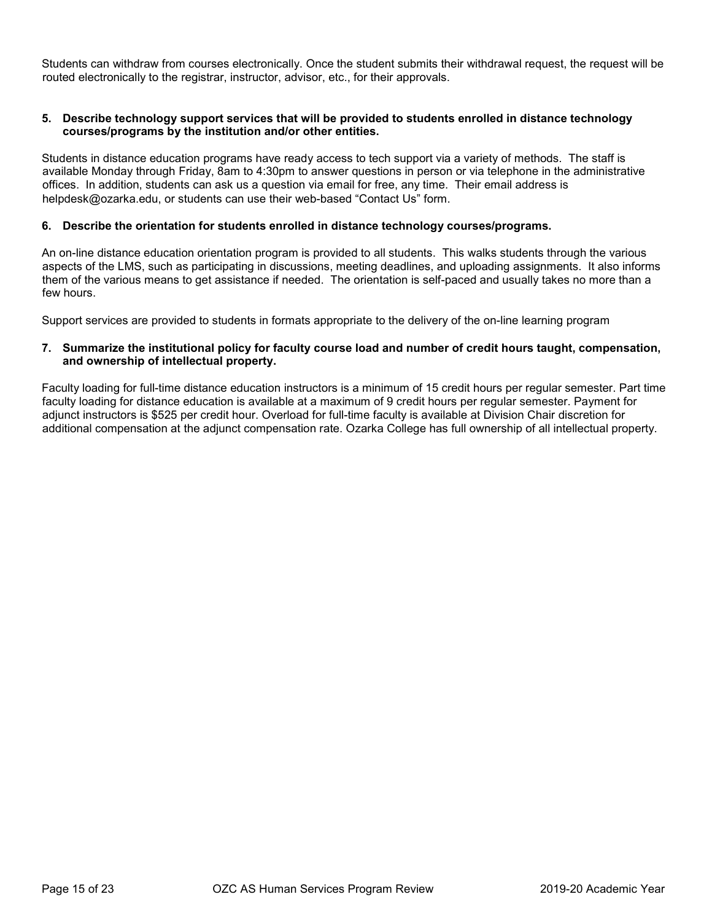Students can withdraw from courses electronically. Once the student submits their withdrawal request, the request will be routed electronically to the registrar, instructor, advisor, etc., for their approvals.

**5. Describe technology support services that will be provided to students enrolled in distance technology courses/programs by the institution and/or other entities.**

Students in distance education programs have ready access to tech support via a variety of methods. The staff is available Monday through Friday, 8am to 4:30pm to answer questions in person or via telephone in the administrative offices. In addition, students can ask us a question via email for free, any time. Their email address is helpdesk@ozarka.edu, or students can use their web-based "Contact Us" form.

**6. Describe the orientation for students enrolled in distance technology courses/programs.**

An on-line distance education orientation program is provided to all students. This walks students through the various aspects of the LMS, such as participating in discussions, meeting deadlines, and uploading assignments. It also informs them of the various means to get assistance if needed. The orientation is self-paced and usually takes no more than a few hours.

Support services are provided to students in formats appropriate to the delivery of the on-line learning program

**7. Summarize the institutional policy for faculty course load and number of credit hours taught, compensation, and ownership of intellectual property.**

Faculty loading for full-time distance education instructors is a minimum of 15 credit hours per regular semester. Part time faculty loading for distance education is available at a maximum of 9 credit hours per regular semester. Payment for adjunct instructors is $525 per credit hour. Overload for full-time faculty is available at Division Chair discretion for additional compensation at the adjunct compensation rate. Ozarka College has full ownership of all intellectual property.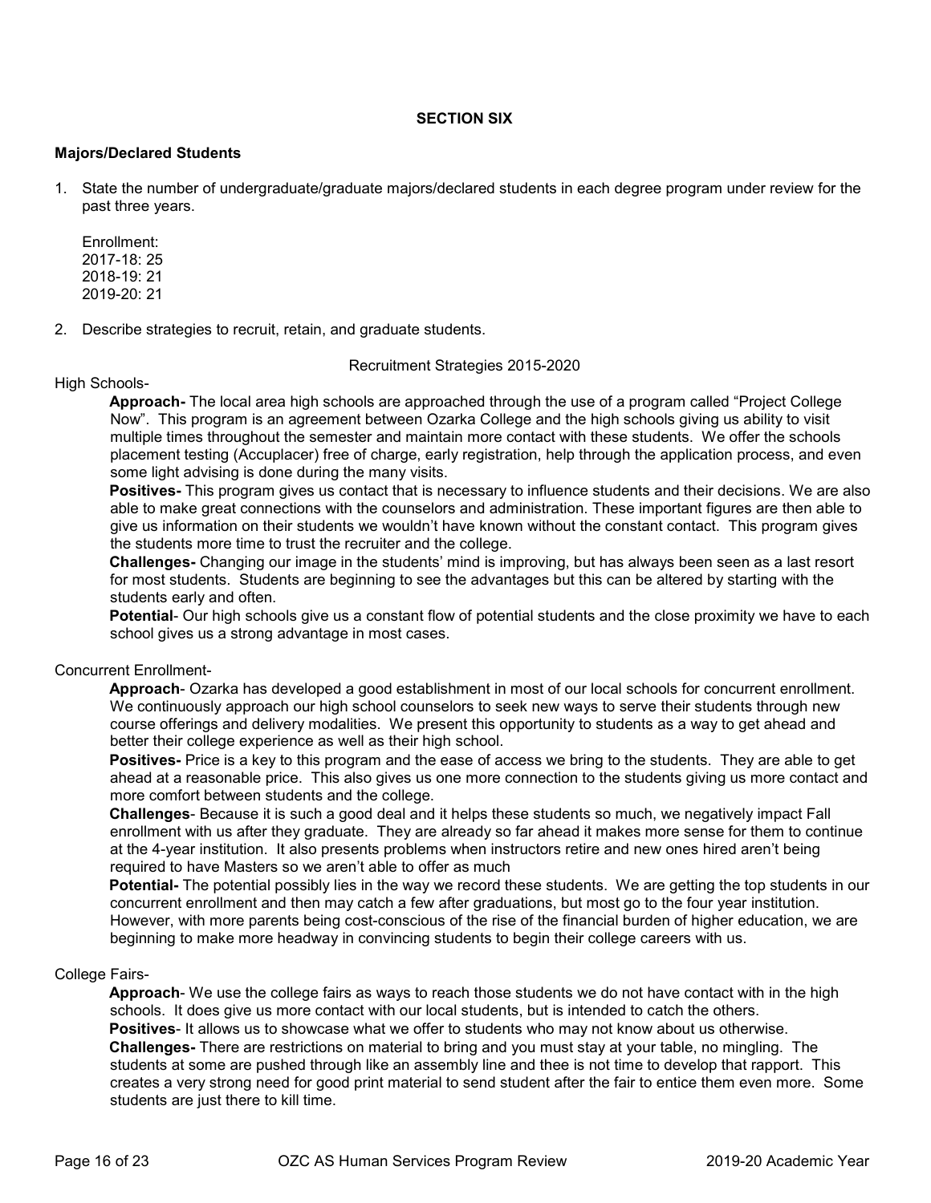## SECTION SIX

### Majors/Declared Students

1. State the number of undergraduate/graduate majors/declared students in each degree program under review for the past three years.

   Enrollment:
   2017-18: 25
   2018-19: 21
   2019-20: 21

2. Describe strategies to recruit, retain, and graduate students.

Recruitment Strategies 2015-2020

High Schools-

**Approach-** The local area high schools are approached through the use of a program called "Project College Now". This program is an agreement between Ozarka College and the high schools giving us ability to visit multiple times throughout the semester and maintain more contact with these students. We offer the schools placement testing (Accuplacer) free of charge, early registration, help through the application process, and even some light advising is done during the many visits.

**Positives-** This program gives us contact that is necessary to influence students and their decisions. We are also able to make great connections with the counselors and administration. These important figures are then able to give us information on their students we wouldn't have known without the constant contact. This program gives the students more time to trust the recruiter and the college.

**Challenges-** Changing our image in the students' mind is improving, but has always been seen as a last resort for most students. Students are beginning to see the advantages but this can be altered by starting with the students early and often.

**Potential**- Our high schools give us a constant flow of potential students and the close proximity we have to each school gives us a strong advantage in most cases.

Concurrent Enrollment-

**Approach**- Ozarka has developed a good establishment in most of our local schools for concurrent enrollment. We continuously approach our high school counselors to seek new ways to serve their students through new course offerings and delivery modalities. We present this opportunity to students as a way to get ahead and better their college experience as well as their high school.

**Positives-** Price is a key to this program and the ease of access we bring to the students. They are able to get ahead at a reasonable price. This also gives us one more connection to the students giving us more contact and more comfort between students and the college.

**Challenges**- Because it is such a good deal and it helps these students so much, we negatively impact Fall enrollment with us after they graduate. They are already so far ahead it makes more sense for them to continue at the 4-year institution. It also presents problems when instructors retire and new ones hired aren't being required to have Masters so we aren't able to offer as much

**Potential-** The potential possibly lies in the way we record these students. We are getting the top students in our concurrent enrollment and then may catch a few after graduations, but most go to the four year institution. However, with more parents being cost-conscious of the rise of the financial burden of higher education, we are beginning to make more headway in convincing students to begin their college careers with us.

College Fairs-

**Approach**- We use the college fairs as ways to reach those students we do not have contact with in the high schools. It does give us more contact with our local students, but is intended to catch the others.

**Positives**- It allows us to showcase what we offer to students who may not know about us otherwise.

**Challenges-** There are restrictions on material to bring and you must stay at your table, no mingling. The students at some are pushed through like an assembly line and thee is not time to develop that rapport. This creates a very strong need for good print material to send student after the fair to entice them even more. Some students are just there to kill time.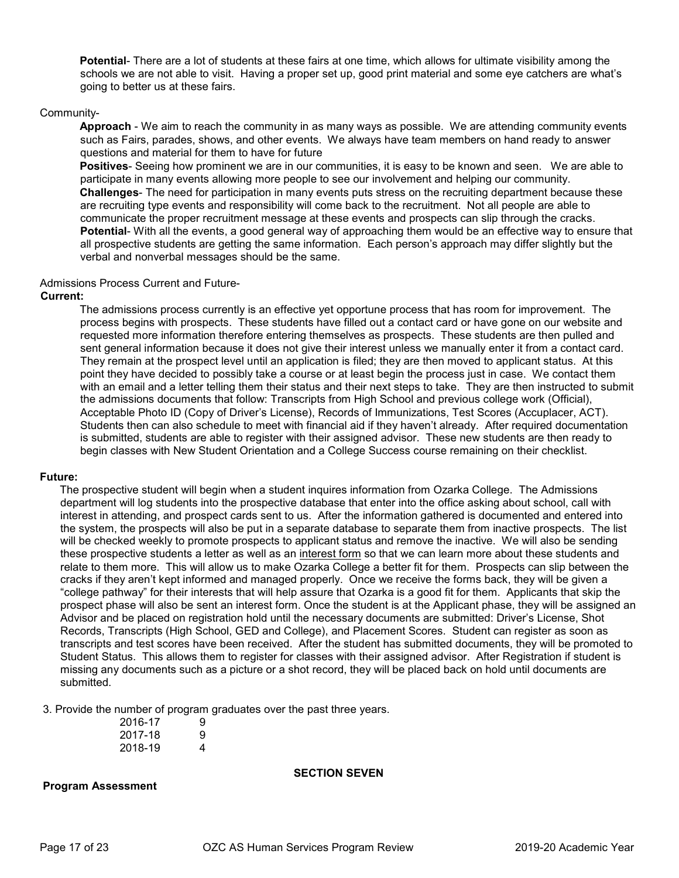**Potential**- There are a lot of students at these fairs at one time, which allows for ultimate visibility among the schools we are not able to visit. Having a proper set up, good print material and some eye catchers are what's going to better us at these fairs.

Community-

**Approach** - We aim to reach the community in as many ways as possible. We are attending community events such as Fairs, parades, shows, and other events. We always have team members on hand ready to answer questions and material for them to have for future

**Positives**- Seeing how prominent we are in our communities, it is easy to be known and seen. We are able to participate in many events allowing more people to see our involvement and helping our community.

**Challenges**- The need for participation in many events puts stress on the recruiting department because these are recruiting type events and responsibility will come back to the recruitment. Not all people are able to communicate the proper recruitment message at these events and prospects can slip through the cracks.

**Potential**- With all the events, a good general way of approaching them would be an effective way to ensure that all prospective students are getting the same information. Each person's approach may differ slightly but the verbal and nonverbal messages should be the same.

Admissions Process Current and Future-

**Current:**

The admissions process currently is an effective yet opportune process that has room for improvement. The process begins with prospects. These students have filled out a contact card or have gone on our website and requested more information therefore entering themselves as prospects. These students are then pulled and sent general information because it does not give their interest unless we manually enter it from a contact card. They remain at the prospect level until an application is filed; they are then moved to applicant status. At this point they have decided to possibly take a course or at least begin the process just in case. We contact them with an email and a letter telling them their status and their next steps to take. They are then instructed to submit the admissions documents that follow: Transcripts from High School and previous college work (Official), Acceptable Photo ID (Copy of Driver's License), Records of Immunizations, Test Scores (Accuplacer, ACT). Students then can also schedule to meet with financial aid if they haven't already. After required documentation is submitted, students are able to register with their assigned advisor. These new students are then ready to begin classes with New Student Orientation and a College Success course remaining on their checklist.

**Future:**

The prospective student will begin when a student inquires information from Ozarka College. The Admissions department will log students into the prospective database that enter into the office asking about school, call with interest in attending, and prospect cards sent to us. After the information gathered is documented and entered into the system, the prospects will also be put in a separate database to separate them from inactive prospects. The list will be checked weekly to promote prospects to applicant status and remove the inactive. We will also be sending these prospective students a letter as well as an interest form so that we can learn more about these students and relate to them more. This will allow us to make Ozarka College a better fit for them. Prospects can slip between the cracks if they aren't kept informed and managed properly. Once we receive the forms back, they will be given a "college pathway" for their interests that will help assure that Ozarka is a good fit for them. Applicants that skip the prospect phase will also be sent an interest form. Once the student is at the Applicant phase, they will be assigned an Advisor and be placed on registration hold until the necessary documents are submitted: Driver's License, Shot Records, Transcripts (High School, GED and College), and Placement Scores. Student can register as soon as transcripts and test scores have been received. After the student has submitted documents, they will be promoted to Student Status. This allows them to register for classes with their assigned advisor. After Registration if student is missing any documents such as a picture or a shot record, they will be placed back on hold until documents are submitted.

3. Provide the number of program graduates over the past three years.

| | |
|---|---|
| 2016-17 | 9 |
| 2017-18 | 9 |
| 2018-19 | 4 |

## SECTION SEVEN

**Program Assessment**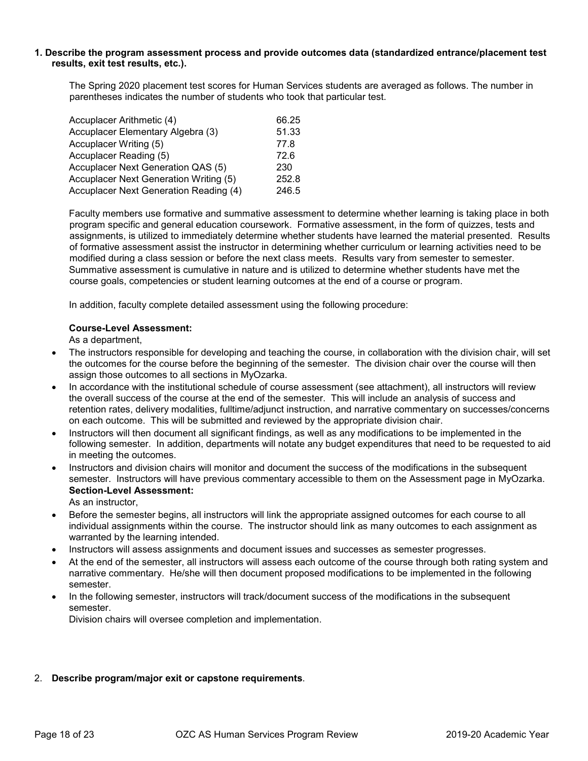**1. Describe the program assessment process and provide outcomes data (standardized entrance/placement test results, exit test results, etc.).**

The Spring 2020 placement test scores for Human Services students are averaged as follows. The number in parentheses indicates the number of students who took that particular test.

| Test | Average |
|---|---|
| Accuplacer Arithmetic (4) | 66.25 |
| Accuplacer Elementary Algebra (3) | 51.33 |
| Accuplacer Writing (5) | 77.8 |
| Accuplacer Reading (5) | 72.6 |
| Accuplacer Next Generation QAS (5) | 230 |
| Accuplacer Next Generation Writing (5) | 252.8 |
| Accuplacer Next Generation Reading (4) | 246.5 |

Faculty members use formative and summative assessment to determine whether learning is taking place in both program specific and general education coursework. Formative assessment, in the form of quizzes, tests and assignments, is utilized to immediately determine whether students have learned the material presented. Results of formative assessment assist the instructor in determining whether curriculum or learning activities need to be modified during a class session or before the next class meets. Results vary from semester to semester. Summative assessment is cumulative in nature and is utilized to determine whether students have met the course goals, competencies or student learning outcomes at the end of a course or program.

In addition, faculty complete detailed assessment using the following procedure:

**Course-Level Assessment:**

As a department,

- The instructors responsible for developing and teaching the course, in collaboration with the division chair, will set the outcomes for the course before the beginning of the semester. The division chair over the course will then assign those outcomes to all sections in MyOzarka.
- In accordance with the institutional schedule of course assessment (see attachment), all instructors will review the overall success of the course at the end of the semester. This will include an analysis of success and retention rates, delivery modalities, fulltime/adjunct instruction, and narrative commentary on successes/concerns on each outcome. This will be submitted and reviewed by the appropriate division chair.
- Instructors will then document all significant findings, as well as any modifications to be implemented in the following semester. In addition, departments will notate any budget expenditures that need to be requested to aid in meeting the outcomes.
- Instructors and division chairs will monitor and document the success of the modifications in the subsequent semester. Instructors will have previous commentary accessible to them on the Assessment page in MyOzarka.

**Section-Level Assessment:**

As an instructor,

- Before the semester begins, all instructors will link the appropriate assigned outcomes for each course to all individual assignments within the course. The instructor should link as many outcomes to each assignment as warranted by the learning intended.
- Instructors will assess assignments and document issues and successes as semester progresses.
- At the end of the semester, all instructors will assess each outcome of the course through both rating system and narrative commentary. He/she will then document proposed modifications to be implemented in the following semester.
- In the following semester, instructors will track/document success of the modifications in the subsequent semester.

Division chairs will oversee completion and implementation.

2. **Describe program/major exit or capstone requirements**.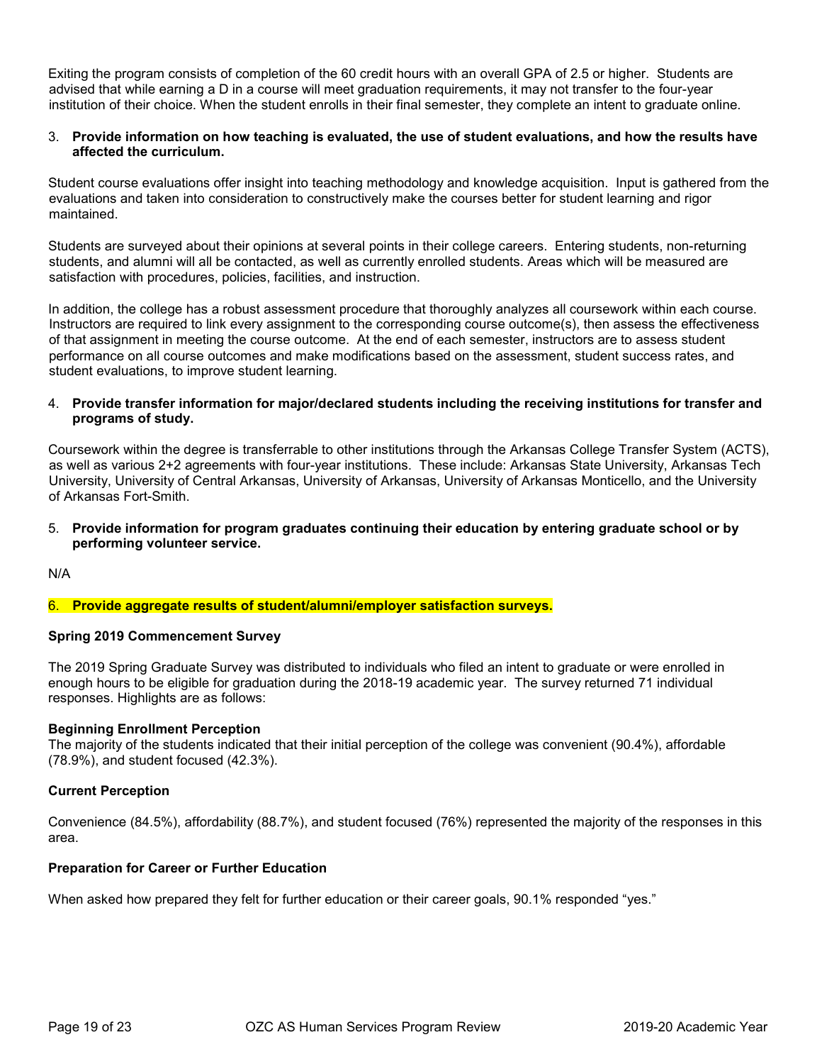Exiting the program consists of completion of the 60 credit hours with an overall GPA of 2.5 or higher. Students are advised that while earning a D in a course will meet graduation requirements, it may not transfer to the four-year institution of their choice. When the student enrolls in their final semester, they complete an intent to graduate online.

3. **Provide information on how teaching is evaluated, the use of student evaluations, and how the results have affected the curriculum.**

Student course evaluations offer insight into teaching methodology and knowledge acquisition. Input is gathered from the evaluations and taken into consideration to constructively make the courses better for student learning and rigor maintained.

Students are surveyed about their opinions at several points in their college careers. Entering students, non-returning students, and alumni will all be contacted, as well as currently enrolled students. Areas which will be measured are satisfaction with procedures, policies, facilities, and instruction.

In addition, the college has a robust assessment procedure that thoroughly analyzes all coursework within each course. Instructors are required to link every assignment to the corresponding course outcome(s), then assess the effectiveness of that assignment in meeting the course outcome. At the end of each semester, instructors are to assess student performance on all course outcomes and make modifications based on the assessment, student success rates, and student evaluations, to improve student learning.

4. **Provide transfer information for major/declared students including the receiving institutions for transfer and programs of study.**

Coursework within the degree is transferrable to other institutions through the Arkansas College Transfer System (ACTS), as well as various 2+2 agreements with four-year institutions. These include: Arkansas State University, Arkansas Tech University, University of Central Arkansas, University of Arkansas, University of Arkansas Monticello, and the University of Arkansas Fort-Smith.

5. **Provide information for program graduates continuing their education by entering graduate school or by performing volunteer service.**

N/A

6. **Provide aggregate results of student/alumni/employer satisfaction surveys.**

**Spring 2019 Commencement Survey**

The 2019 Spring Graduate Survey was distributed to individuals who filed an intent to graduate or were enrolled in enough hours to be eligible for graduation during the 2018-19 academic year. The survey returned 71 individual responses. Highlights are as follows:

**Beginning Enrollment Perception**

The majority of the students indicated that their initial perception of the college was convenient (90.4%), affordable (78.9%), and student focused (42.3%).

**Current Perception**

Convenience (84.5%), affordability (88.7%), and student focused (76%) represented the majority of the responses in this area.

**Preparation for Career or Further Education**

When asked how prepared they felt for further education or their career goals, 90.1% responded "yes."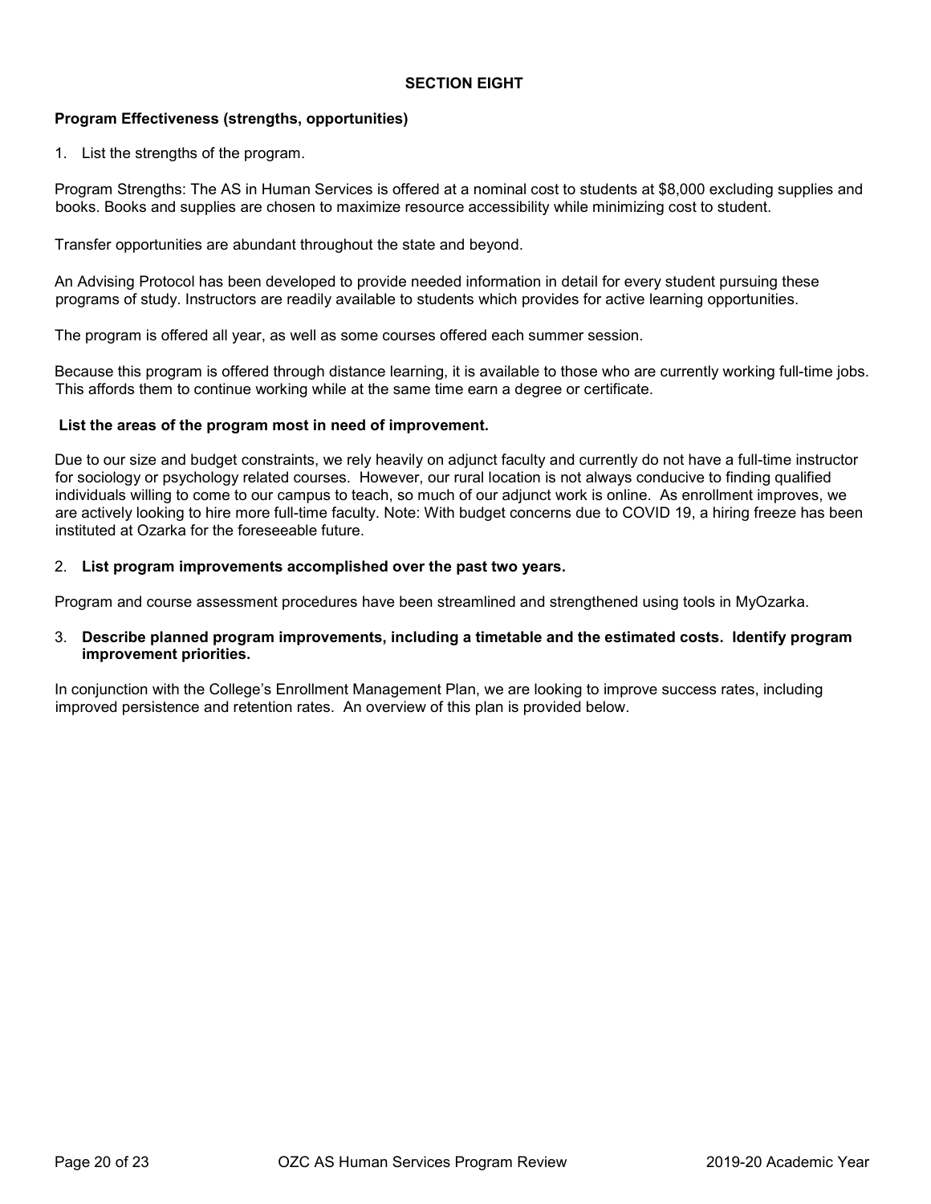## SECTION EIGHT

**Program Effectiveness (strengths, opportunities)**

1. List the strengths of the program.

Program Strengths: The AS in Human Services is offered at a nominal cost to students at $8,000 excluding supplies and books. Books and supplies are chosen to maximize resource accessibility while minimizing cost to student.

Transfer opportunities are abundant throughout the state and beyond.

An Advising Protocol has been developed to provide needed information in detail for every student pursuing these programs of study. Instructors are readily available to students which provides for active learning opportunities.

The program is offered all year, as well as some courses offered each summer session.

Because this program is offered through distance learning, it is available to those who are currently working full-time jobs. This affords them to continue working while at the same time earn a degree or certificate.

**List the areas of the program most in need of improvement.**

Due to our size and budget constraints, we rely heavily on adjunct faculty and currently do not have a full-time instructor for sociology or psychology related courses. However, our rural location is not always conducive to finding qualified individuals willing to come to our campus to teach, so much of our adjunct work is online. As enrollment improves, we are actively looking to hire more full-time faculty. Note: With budget concerns due to COVID 19, a hiring freeze has been instituted at Ozarka for the foreseeable future.

2. **List program improvements accomplished over the past two years.**

Program and course assessment procedures have been streamlined and strengthened using tools in MyOzarka.

3. **Describe planned program improvements, including a timetable and the estimated costs. Identify program improvement priorities.**

In conjunction with the College's Enrollment Management Plan, we are looking to improve success rates, including improved persistence and retention rates. An overview of this plan is provided below.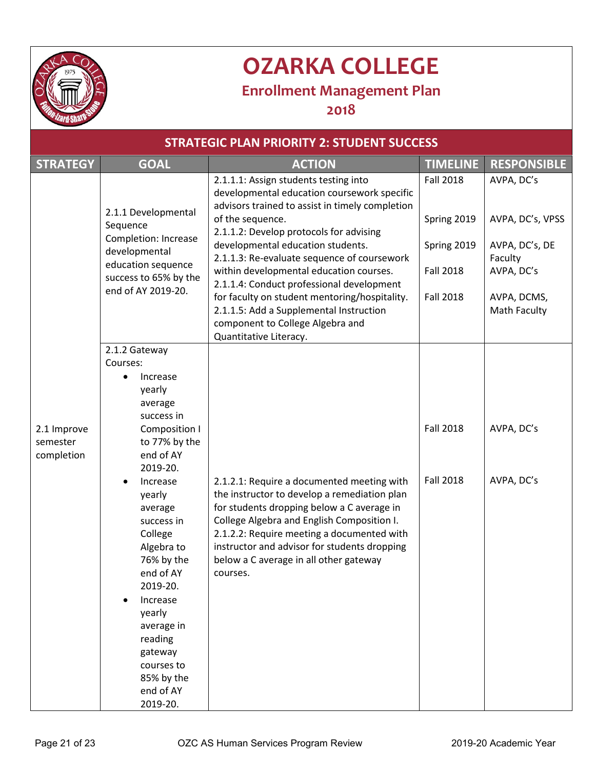# OZARKA COLLEGE

## Enrollment Management Plan

## 2018

### STRATEGIC PLAN PRIORITY 2: STUDENT SUCCESS

| STRATEGY | GOAL | ACTION | TIMELINE | RESPONSIBLE |
|---|---|---|---|---|
| 2.1 Improve semester completion | 2.1.1 Developmental Sequence Completion: Increase developmental education sequence success to 65% by the end of AY 2019-20. | 2.1.1.1: Assign students testing into developmental education coursework specific advisors trained to assist in timely completion of the sequence. | Fall 2018 | AVPA, DC's |
| | | 2.1.1.2: Develop protocols for advising developmental education students. | Spring 2019 | AVPA, DC's, VPSS |
| | | 2.1.1.3: Re-evaluate sequence of coursework within developmental education courses. | Spring 2019 | AVPA, DC's, DE Faculty |
| | | 2.1.1.4: Conduct professional development for faculty on student mentoring/hospitality. | Fall 2018 | AVPA, DC's |
| | | 2.1.1.5: Add a Supplemental Instruction component to College Algebra and Quantitative Literacy. | Fall 2018 | AVPA, DCMS, Math Faculty |
| | 2.1.2 Gateway Courses:<br>• Increase yearly average success in Composition I to 77% by the end of AY 2019-20.<br>• Increase yearly average success in College Algebra to 76% by the end of AY 2019-20.<br>• Increase yearly average in reading gateway courses to 85% by the end of AY 2019-20. | 2.1.2.1: Require a documented meeting with the instructor to develop a remediation plan for students dropping below a C average in College Algebra and English Composition I. | Fall 2018 | AVPA, DC's |
| | | 2.1.2.2: Require meeting a documented with instructor and advisor for students dropping below a C average in all other gateway courses. | Fall 2018 | AVPA, DC's |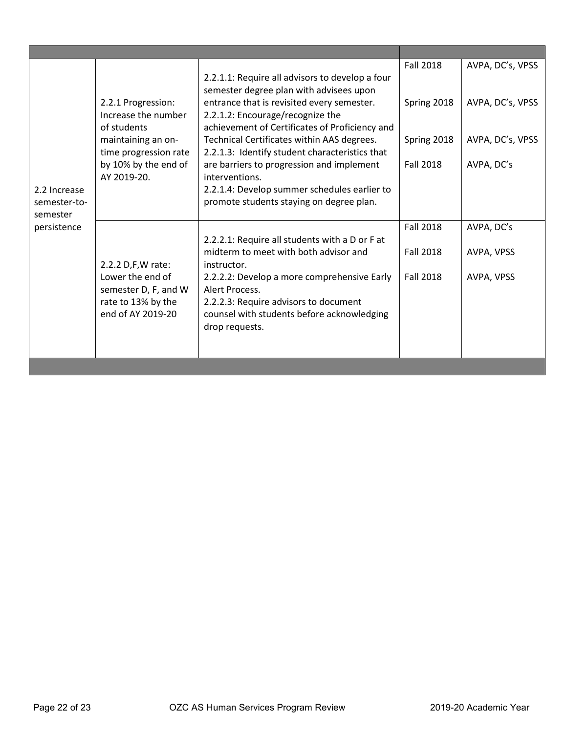| | | | | |
|---|---|---|---|---|
| 2.2 Increase semester-to-semester persistence | 2.2.1 Progression: Increase the number of students maintaining an on-time progression rate by 10% by the end of AY 2019-20. | 2.2.1.1: Require all advisors to develop a four semester degree plan with advisees upon entrance that is revisited every semester.<br>2.2.1.2: Encourage/recognize the achievement of Certificates of Proficiency and Technical Certificates within AAS degrees.<br>2.2.1.3: Identify student characteristics that are barriers to progression and implement interventions.<br>2.2.1.4: Develop summer schedules earlier to promote students staying on degree plan. | Fall 2018<br>Spring 2018<br>Spring 2018<br>Fall 2018 | AVPA, DC's, VPSS<br>AVPA, DC's, VPSS<br>AVPA, DC's, VPSS<br>AVPA, DC's |
| | 2.2.2 D,F,W rate: Lower the end of semester D, F, and W rate to 13% by the end of AY 2019-20 | 2.2.2.1: Require all students with a D or F at midterm to meet with both advisor and instructor.<br>2.2.2.2: Develop a more comprehensive Early Alert Process.<br>2.2.2.3: Require advisors to document counsel with students before acknowledging drop requests. | Fall 2018<br>Fall 2018<br>Fall 2018 | AVPA, DC's<br>AVPA, VPSS<br>AVPA, VPSS |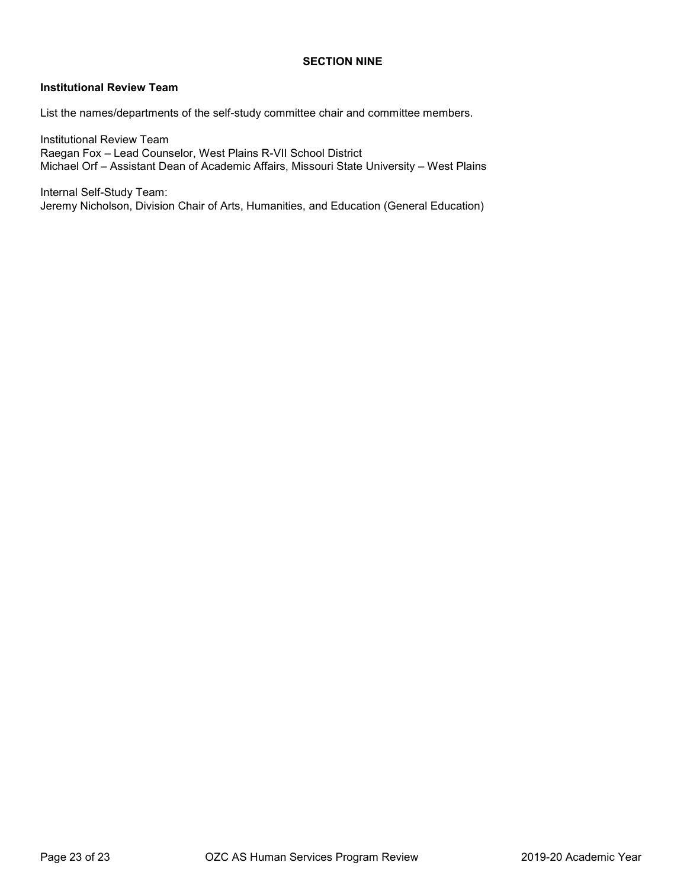## SECTION NINE

**Institutional Review Team**

List the names/departments of the self-study committee chair and committee members.

Institutional Review Team
Raegan Fox – Lead Counselor, West Plains R-VII School District
Michael Orf – Assistant Dean of Academic Affairs, Missouri State University – West Plains

Internal Self-Study Team:
Jeremy Nicholson, Division Chair of Arts, Humanities, and Education (General Education)